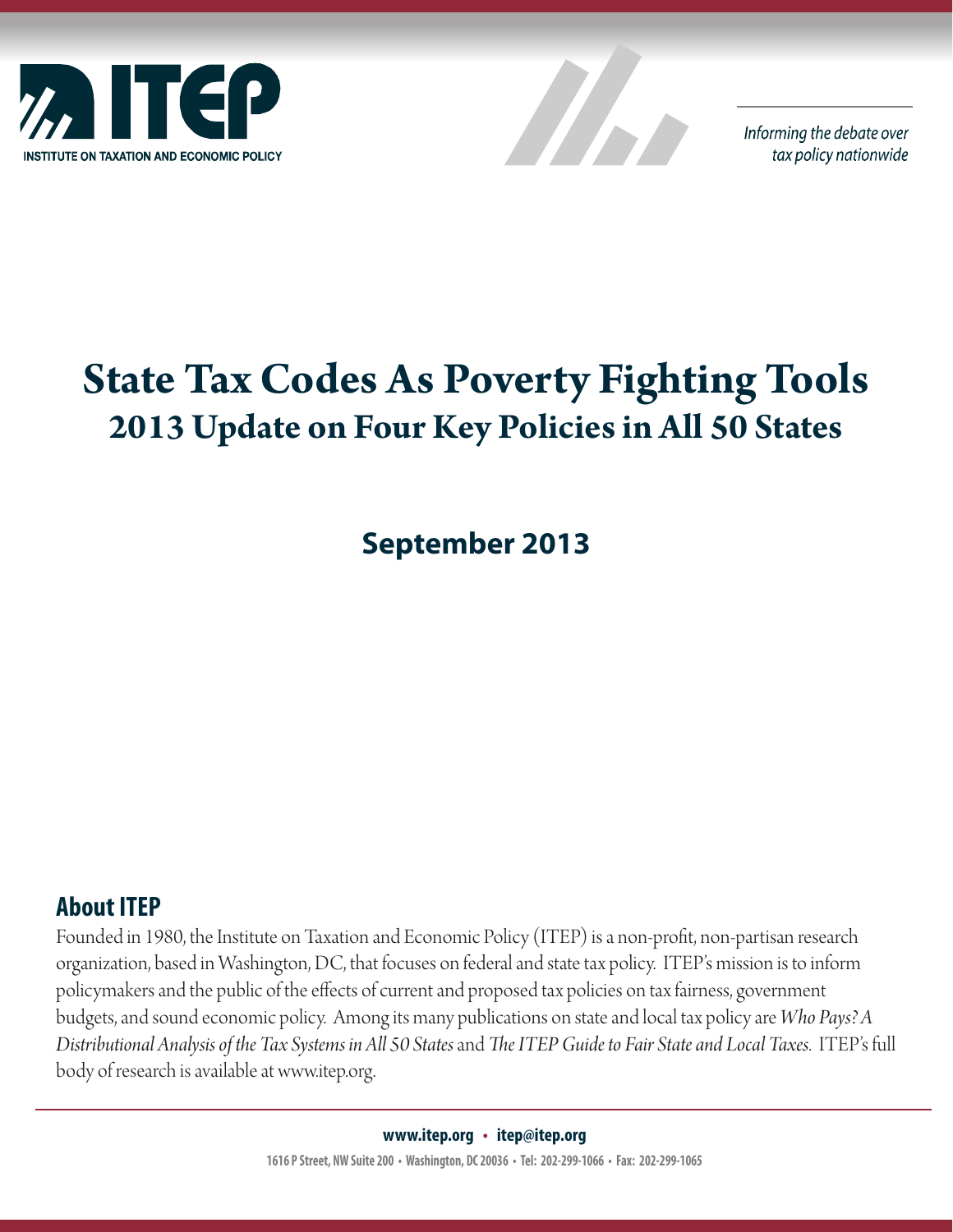ITEP

INSTITUTE ON TAXATION AND ECONOMIC POLICY

*Informing the debate over tax policy nationwide*

# State Tax Codes As Poverty Fighting Tools

## 2013 Update on Four Key Policies in All 50 States

**September 2013**

## About ITEP

Founded in 1980, the Institute on Taxation and Economic Policy (ITEP) is a non-profit, non-partisan research organization, based in Washington, DC, that focuses on federal and state tax policy. ITEP's mission is to inform policymakers and the public of the effects of current and proposed tax policies on tax fairness, government budgets, and sound economic policy. Among its many publications on state and local tax policy are *Who Pays? A Distributional Analysis of the Tax Systems in All 50 States* and *The ITEP Guide to Fair State and Local Taxes*. ITEP's full body of research is available at www.itep.org.

**www.itep.org • itep@itep.org**

**1616 P Street, NW Suite 200 • Washington, DC 20036 • Tel: 202-299-1066 • Fax: 202-299-1065**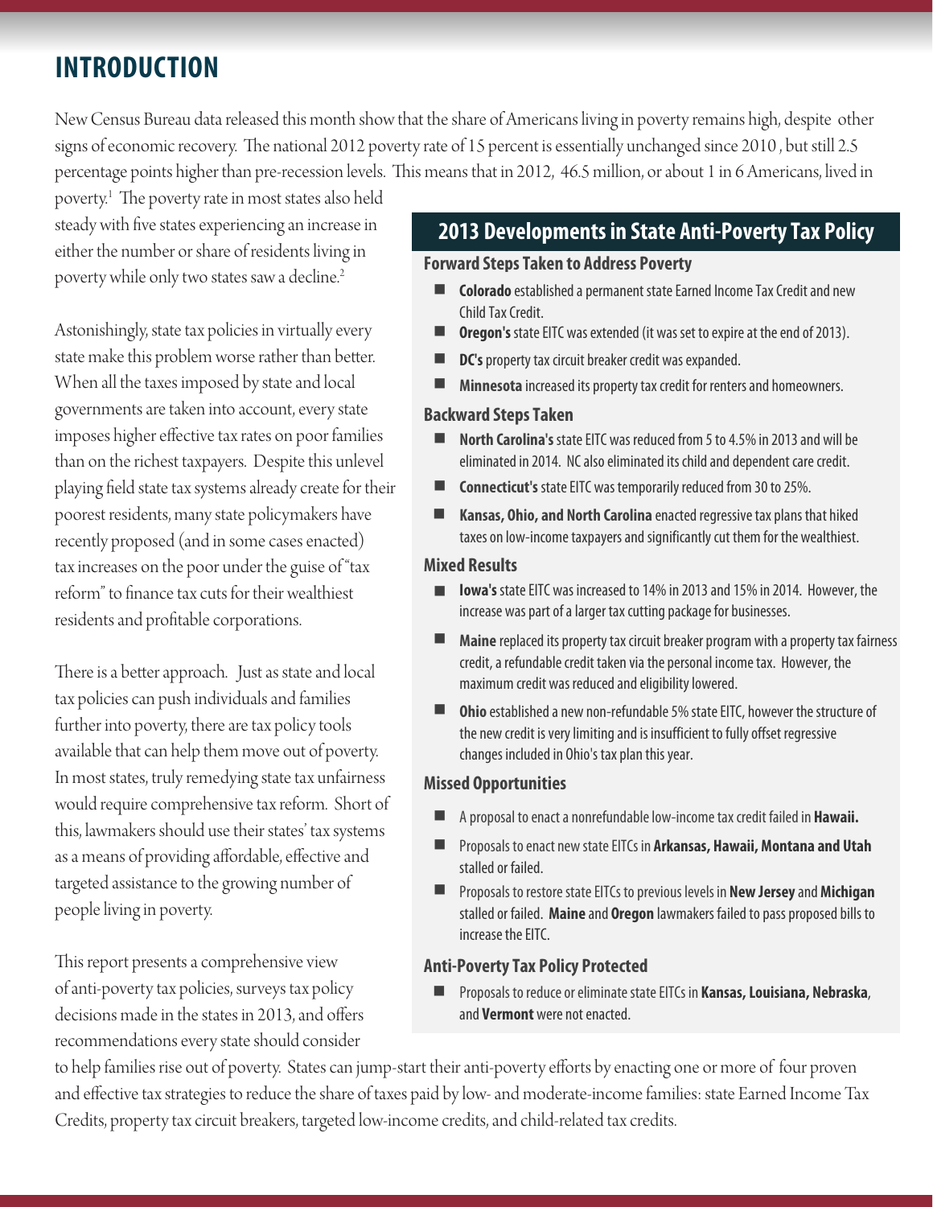# INTRODUCTION

New Census Bureau data released this month show that the share of Americans living in poverty remains high, despite other signs of economic recovery. The national 2012 poverty rate of 15 percent is essentially unchanged since 2010 , but still 2.5 percentage points higher than pre-recession levels. This means that in 2012, 46.5 million, or about 1 in 6 Americans, lived in poverty.[1] The poverty rate in most states also held steady with five states experiencing an increase in either the number or share of residents living in poverty while only two states saw a decline.[2]

Astonishingly, state tax policies in virtually every state make this problem worse rather than better. When all the taxes imposed by state and local governments are taken into account, every state imposes higher effective tax rates on poor families than on the richest taxpayers. Despite this unlevel playing field state tax systems already create for their poorest residents, many state policymakers have recently proposed (and in some cases enacted) tax increases on the poor under the guise of "tax reform" to finance tax cuts for their wealthiest residents and profitable corporations.

There is a better approach. Just as state and local tax policies can push individuals and families further into poverty, there are tax policy tools available that can help them move out of poverty. In most states, truly remedying state tax unfairness would require comprehensive tax reform. Short of this, lawmakers should use their states' tax systems as a means of providing affordable, effective and targeted assistance to the growing number of people living in poverty.

This report presents a comprehensive view of anti-poverty tax policies, surveys tax policy decisions made in the states in 2013, and offers recommendations every state should consider to help families rise out of poverty. States can jump-start their anti-poverty efforts by enacting one or more of four proven and effective tax strategies to reduce the share of taxes paid by low- and moderate-income families: state Earned Income Tax Credits, property tax circuit breakers, targeted low-income credits, and child-related tax credits.

## 2013 Developments in State Anti-Poverty Tax Policy

### Forward Steps Taken to Address Poverty

- **Colorado** established a permanent state Earned Income Tax Credit and new Child Tax Credit.
- **Oregon's** state EITC was extended (it was set to expire at the end of 2013).
- **DC's** property tax circuit breaker credit was expanded.
- **Minnesota** increased its property tax credit for renters and homeowners.

### Backward Steps Taken

- **North Carolina's** state EITC was reduced from 5 to 4.5% in 2013 and will be eliminated in 2014. NC also eliminated its child and dependent care credit.
- **Connecticut's** state EITC was temporarily reduced from 30 to 25%.
- **Kansas, Ohio, and North Carolina** enacted regressive tax plans that hiked taxes on low-income taxpayers and significantly cut them for the wealthiest.

### Mixed Results

- **Iowa's** state EITC was increased to 14% in 2013 and 15% in 2014. However, the increase was part of a larger tax cutting package for businesses.
- **Maine** replaced its property tax circuit breaker program with a property tax fairness credit, a refundable credit taken via the personal income tax. However, the maximum credit was reduced and eligibility lowered.
- **Ohio** established a new non-refundable 5% state EITC, however the structure of the new credit is very limiting and is insufficient to fully offset regressive changes included in Ohio's tax plan this year.

### Missed Opportunities

- A proposal to enact a nonrefundable low-income tax credit failed in **Hawaii.**
- Proposals to enact new state EITCs in **Arkansas, Hawaii, Montana and Utah** stalled or failed.
- Proposals to restore state EITCs to previous levels in **New Jersey** and **Michigan** stalled or failed. **Maine** and **Oregon** lawmakers failed to pass proposed bills to increase the EITC.

### Anti-Poverty Tax Policy Protected

- Proposals to reduce or eliminate state EITCs in **Kansas, Louisiana, Nebraska**, and **Vermont** were not enacted.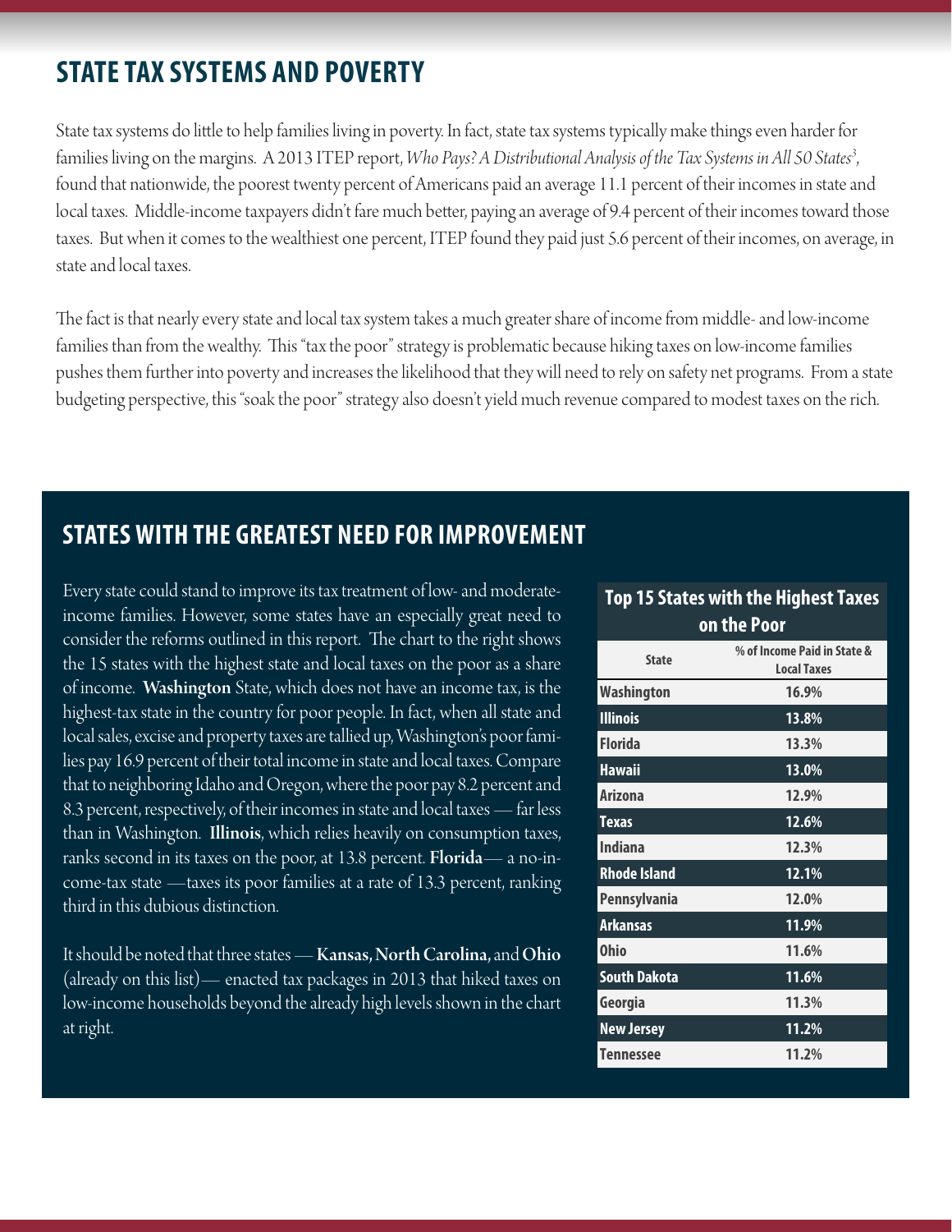## STATE TAX SYSTEMS AND POVERTY

State tax systems do little to help families living in poverty. In fact, state tax systems typically make things even harder for families living on the margins. A 2013 ITEP report, *Who Pays? A Distributional Analysis of the Tax Systems in All 50 States*[3], found that nationwide, the poorest twenty percent of Americans paid an average 11.1 percent of their incomes in state and local taxes. Middle-income taxpayers didn't fare much better, paying an average of 9.4 percent of their incomes toward those taxes. But when it comes to the wealthiest one percent, ITEP found they paid just 5.6 percent of their incomes, on average, in state and local taxes.

The fact is that nearly every state and local tax system takes a much greater share of income from middle- and low-income families than from the wealthy. This "tax the poor" strategy is problematic because hiking taxes on low-income families pushes them further into poverty and increases the likelihood that they will need to rely on safety net programs. From a state budgeting perspective, this "soak the poor" strategy also doesn't yield much revenue compared to modest taxes on the rich.

## STATES WITH THE GREATEST NEED FOR IMPROVEMENT

Every state could stand to improve its tax treatment of low- and moderate-income families. However, some states have an especially great need to consider the reforms outlined in this report. The chart to the right shows the 15 states with the highest state and local taxes on the poor as a share of income. **Washington** State, which does not have an income tax, is the highest-tax state in the country for poor people. In fact, when all state and local sales, excise and property taxes are tallied up, Washington's poor families pay 16.9 percent of their total income in state and local taxes. Compare that to neighboring Idaho and Oregon, where the poor pay 8.2 percent and 8.3 percent, respectively, of their incomes in state and local taxes — far less than in Washington. **Illinois**, which relies heavily on consumption taxes, ranks second in its taxes on the poor, at 13.8 percent. **Florida**— a no-income-tax state —taxes its poor families at a rate of 13.3 percent, ranking third in this dubious distinction.

It should be noted that three states — **Kansas, North Carolina,** and **Ohio** (already on this list)— enacted tax packages in 2013 that hiked taxes on low-income households beyond the already high levels shown in the chart at right.

**Top 15 States with the Highest Taxes on the Poor**

| State | % of Income Paid in State & Local Taxes |
|---|---|
| Washington | 16.9% |
| Illinois | 13.8% |
| Florida | 13.3% |
| Hawaii | 13.0% |
| Arizona | 12.9% |
| Texas | 12.6% |
| Indiana | 12.3% |
| Rhode Island | 12.1% |
| Pennsylvania | 12.0% |
| Arkansas | 11.9% |
| Ohio | 11.6% |
| South Dakota | 11.6% |
| Georgia | 11.3% |
| New Jersey | 11.2% |
| Tennessee | 11.2% |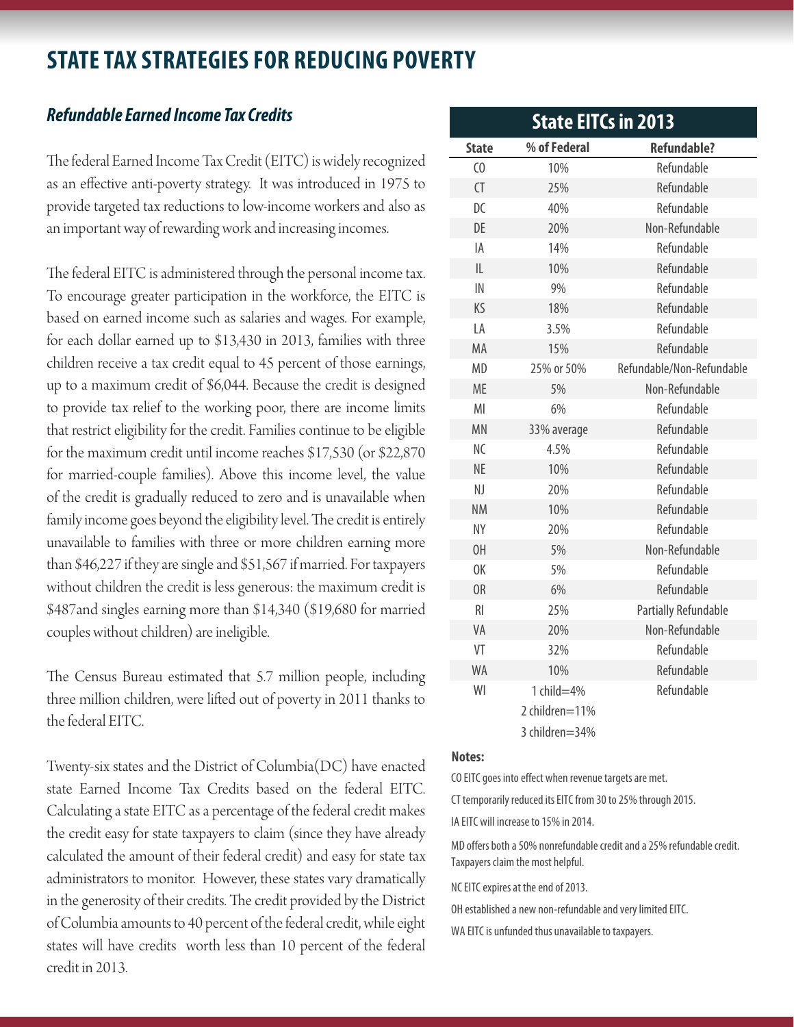# STATE TAX STRATEGIES FOR REDUCING POVERTY

## *Refundable Earned Income Tax Credits*

The federal Earned Income Tax Credit (EITC) is widely recognized as an effective anti-poverty strategy. It was introduced in 1975 to provide targeted tax reductions to low-income workers and also as an important way of rewarding work and increasing incomes.

The federal EITC is administered through the personal income tax. To encourage greater participation in the workforce, the EITC is based on earned income such as salaries and wages. For example, for each dollar earned up to $13,430 in 2013, families with three children receive a tax credit equal to 45 percent of those earnings, up to a maximum credit of $6,044. Because the credit is designed to provide tax relief to the working poor, there are income limits that restrict eligibility for the credit. Families continue to be eligible for the maximum credit until income reaches $17,530 (or $22,870 for married-couple families). Above this income level, the value of the credit is gradually reduced to zero and is unavailable when family income goes beyond the eligibility level. The credit is entirely unavailable to families with three or more children earning more than $46,227 if they are single and $51,567 if married. For taxpayers without children the credit is less generous: the maximum credit is $487and singles earning more than $14,340 ($19,680 for married couples without children) are ineligible.

The Census Bureau estimated that 5.7 million people, including three million children, were lifted out of poverty in 2011 thanks to the federal EITC.

Twenty-six states and the District of Columbia(DC) have enacted state Earned Income Tax Credits based on the federal EITC. Calculating a state EITC as a percentage of the federal credit makes the credit easy for state taxpayers to claim (since they have already calculated the amount of their federal credit) and easy for state tax administrators to monitor. However, these states vary dramatically in the generosity of their credits. The credit provided by the District of Columbia amounts to 40 percent of the federal credit, while eight states will have credits worth less than 10 percent of the federal credit in 2013.

**State EITCs in 2013**

| State | % of Federal | Refundable? |
|---|---|---|
| CO | 10% | Refundable |
| CT | 25% | Refundable |
| DC | 40% | Refundable |
| DE | 20% | Non-Refundable |
| IA | 14% | Refundable |
| IL | 10% | Refundable |
| IN | 9% | Refundable |
| KS | 18% | Refundable |
| LA | 3.5% | Refundable |
| MA | 15% | Refundable |
| MD | 25% or 50% | Refundable/Non-Refundable |
| ME | 5% | Non-Refundable |
| MI | 6% | Refundable |
| MN | 33% average | Refundable |
| NC | 4.5% | Refundable |
| NE | 10% | Refundable |
| NJ | 20% | Refundable |
| NM | 10% | Refundable |
| NY | 20% | Refundable |
| OH | 5% | Non-Refundable |
| OK | 5% | Refundable |
| OR | 6% | Refundable |
| RI | 25% | Partially Refundable |
| VA | 20% | Non-Refundable |
| VT | 32% | Refundable |
| WA | 10% | Refundable |
| WI | 1 child=4%<br>2 children=11%<br>3 children=34% | Refundable |

**Notes:**

CO EITC goes into effect when revenue targets are met.

CT temporarily reduced its EITC from 30 to 25% through 2015.

IA EITC will increase to 15% in 2014.

MD offers both a 50% nonrefundable credit and a 25% refundable credit. Taxpayers claim the most helpful.

NC EITC expires at the end of 2013.

OH established a new non-refundable and very limited EITC.

WA EITC is unfunded thus unavailable to taxpayers.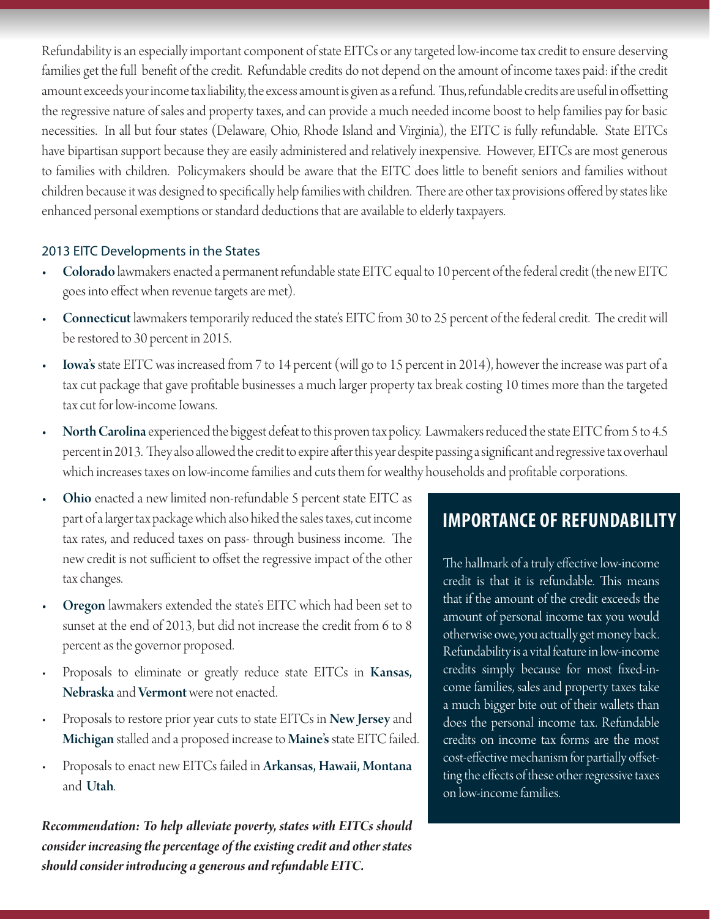Refundability is an especially important component of state EITCs or any targeted low-income tax credit to ensure deserving families get the full benefit of the credit. Refundable credits do not depend on the amount of income taxes paid: if the credit amount exceeds your income tax liability, the excess amount is given as a refund. Thus, refundable credits are useful in offsetting the regressive nature of sales and property taxes, and can provide a much needed income boost to help families pay for basic necessities. In all but four states (Delaware, Ohio, Rhode Island and Virginia), the EITC is fully refundable. State EITCs have bipartisan support because they are easily administered and relatively inexpensive. However, EITCs are most generous to families with children. Policymakers should be aware that the EITC does little to benefit seniors and families without children because it was designed to specifically help families with children. There are other tax provisions offered by states like enhanced personal exemptions or standard deductions that are available to elderly taxpayers.

### 2013 EITC Developments in the States

- **Colorado** lawmakers enacted a permanent refundable state EITC equal to 10 percent of the federal credit (the new EITC goes into effect when revenue targets are met).
- **Connecticut** lawmakers temporarily reduced the state's EITC from 30 to 25 percent of the federal credit. The credit will be restored to 30 percent in 2015.
- **Iowa's** state EITC was increased from 7 to 14 percent (will go to 15 percent in 2014), however the increase was part of a tax cut package that gave profitable businesses a much larger property tax break costing 10 times more than the targeted tax cut for low-income Iowans.
- **North Carolina** experienced the biggest defeat to this proven tax policy. Lawmakers reduced the state EITC from 5 to 4.5 percent in 2013. They also allowed the credit to expire after this year despite passing a significant and regressive tax overhaul which increases taxes on low-income families and cuts them for wealthy households and profitable corporations.
- **Ohio** enacted a new limited non-refundable 5 percent state EITC as part of a larger tax package which also hiked the sales taxes, cut income tax rates, and reduced taxes on pass- through business income. The new credit is not sufficient to offset the regressive impact of the other tax changes.
- **Oregon** lawmakers extended the state's EITC which had been set to sunset at the end of 2013, but did not increase the credit from 6 to 8 percent as the governor proposed.
- Proposals to eliminate or greatly reduce state EITCs in **Kansas, Nebraska** and **Vermont** were not enacted.
- Proposals to restore prior year cuts to state EITCs in **New Jersey** and **Michigan** stalled and a proposed increase to **Maine's** state EITC failed.
- Proposals to enact new EITCs failed in **Arkansas, Hawaii, Montana** and **Utah**.

***Recommendation: To help alleviate poverty, states with EITCs should consider increasing the percentage of the existing credit and other states should consider introducing a generous and refundable EITC.***

## IMPORTANCE OF REFUNDABILITY

The hallmark of a truly effective low-income credit is that it is refundable. This means that if the amount of the credit exceeds the amount of personal income tax you would otherwise owe, you actually get money back. Refundability is a vital feature in low-income credits simply because for most fixed-income families, sales and property taxes take a much bigger bite out of their wallets than does the personal income tax. Refundable credits on income tax forms are the most cost-effective mechanism for partially offsetting the effects of these other regressive taxes on low-income families.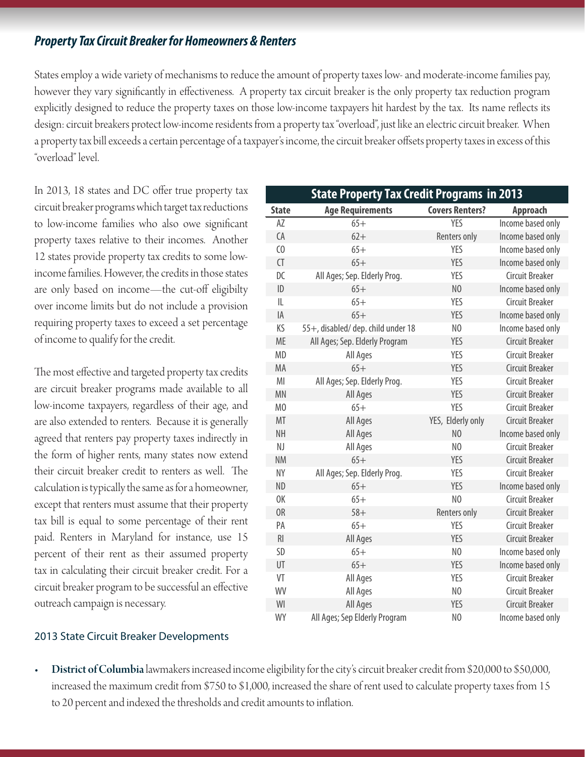## *Property Tax Circuit Breaker for Homeowners & Renters*

States employ a wide variety of mechanisms to reduce the amount of property taxes low- and moderate-income families pay, however they vary significantly in effectiveness. A property tax circuit breaker is the only property tax reduction program explicitly designed to reduce the property taxes on those low-income taxpayers hit hardest by the tax. Its name reflects its design: circuit breakers protect low-income residents from a property tax "overload", just like an electric circuit breaker. When a property tax bill exceeds a certain percentage of a taxpayer's income, the circuit breaker offsets property taxes in excess of this "overload" level.

In 2013, 18 states and DC offer true property tax circuit breaker programs which target tax reductions to low-income families who also owe significant property taxes relative to their incomes. Another 12 states provide property tax credits to some low-income families. However, the credits in those states are only based on income—the cut-off eligibilty over income limits but do not include a provision requiring property taxes to exceed a set percentage of income to qualify for the credit.

The most effective and targeted property tax credits are circuit breaker programs made available to all low-income taxpayers, regardless of their age, and are also extended to renters. Because it is generally agreed that renters pay property taxes indirectly in the form of higher rents, many states now extend their circuit breaker credit to renters as well. The calculation is typically the same as for a homeowner, except that renters must assume that their property tax bill is equal to some percentage of their rent paid. Renters in Maryland for instance, use 15 percent of their rent as their assumed property tax in calculating their circuit breaker credit. For a circuit breaker program to be successful an effective outreach campaign is necessary.

**State Property Tax Credit Programs in 2013**

| State | Age Requirements | Covers Renters? | Approach |
|---|---|---|---|
| AZ | 65+ | YES | Income based only |
| CA | 62+ | Renters only | Income based only |
| CO | 65+ | YES | Income based only |
| CT | 65+ | YES | Income based only |
| DC | All Ages; Sep. Elderly Prog. | YES | Circuit Breaker |
| ID | 65+ | NO | Income based only |
| IL | 65+ | YES | Circuit Breaker |
| IA | 65+ | YES | Income based only |
| KS | 55+, disabled/ dep. child under 18 | NO | Income based only |
| ME | All Ages; Sep. Elderly Program | YES | Circuit Breaker |
| MD | All Ages | YES | Circuit Breaker |
| MA | 65+ | YES | Circuit Breaker |
| MI | All Ages; Sep. Elderly Prog. | YES | Circuit Breaker |
| MN | All Ages | YES | Circuit Breaker |
| MO | 65+ | YES | Circuit Breaker |
| MT | All Ages | YES, Elderly only | Circuit Breaker |
| NH | All Ages | NO | Income based only |
| NJ | All Ages | NO | Circuit Breaker |
| NM | 65+ | YES | Circuit Breaker |
| NY | All Ages; Sep. Elderly Prog. | YES | Circuit Breaker |
| ND | 65+ | YES | Income based only |
| OK | 65+ | NO | Circuit Breaker |
| OR | 58+ | Renters only | Circuit Breaker |
| PA | 65+ | YES | Circuit Breaker |
| RI | All Ages | YES | Circuit Breaker |
| SD | 65+ | NO | Income based only |
| UT | 65+ | YES | Income based only |
| VT | All Ages | YES | Circuit Breaker |
| WV | All Ages | NO | Circuit Breaker |
| WI | All Ages | YES | Circuit Breaker |
| WY | All Ages; Sep Elderly Program | NO | Income based only |

### 2013 State Circuit Breaker Developments

- **District of Columbia** lawmakers increased income eligibility for the city's circuit breaker credit from $20,000 to $50,000, increased the maximum credit from $750 to $1,000, increased the share of rent used to calculate property taxes from 15 to 20 percent and indexed the thresholds and credit amounts to inflation.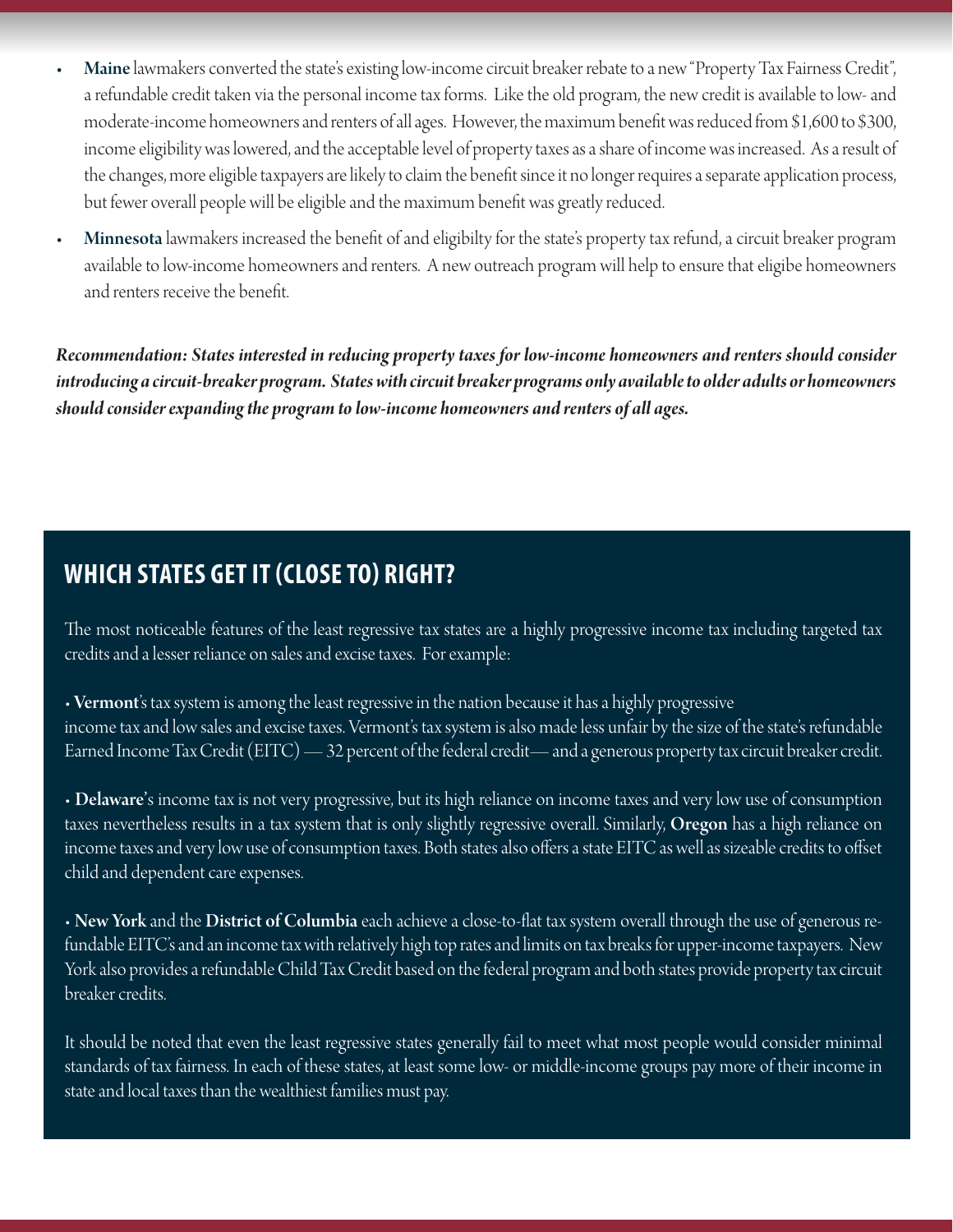- **Maine** lawmakers converted the state's existing low-income circuit breaker rebate to a new "Property Tax Fairness Credit", a refundable credit taken via the personal income tax forms. Like the old program, the new credit is available to low- and moderate-income homeowners and renters of all ages. However, the maximum benefit was reduced from $1,600 to $300, income eligibility was lowered, and the acceptable level of property taxes as a share of income was increased. As a result of the changes, more eligible taxpayers are likely to claim the benefit since it no longer requires a separate application process, but fewer overall people will be eligible and the maximum benefit was greatly reduced.
- **Minnesota** lawmakers increased the benefit of and eligibilty for the state's property tax refund, a circuit breaker program available to low-income homeowners and renters. A new outreach program will help to ensure that eligibe homeowners and renters receive the benefit.

***Recommendation: States interested in reducing property taxes for low-income homeowners and renters should consider introducing a circuit-breaker program. States with circuit breaker programs only available to older adults or homeowners should consider expanding the program to low-income homeowners and renters of all ages.***

## WHICH STATES GET IT (CLOSE TO) RIGHT?

The most noticeable features of the least regressive tax states are a highly progressive income tax including targeted tax credits and a lesser reliance on sales and excise taxes. For example:

- **Vermont**'s tax system is among the least regressive in the nation because it has a highly progressive income tax and low sales and excise taxes. Vermont's tax system is also made less unfair by the size of the state's refundable Earned Income Tax Credit (EITC) — 32 percent of the federal credit— and a generous property tax circuit breaker credit.
- **Delaware**'s income tax is not very progressive, but its high reliance on income taxes and very low use of consumption taxes nevertheless results in a tax system that is only slightly regressive overall. Similarly, **Oregon** has a high reliance on income taxes and very low use of consumption taxes. Both states also offers a state EITC as well as sizeable credits to offset child and dependent care expenses.
- **New York** and the **District of Columbia** each achieve a close-to-flat tax system overall through the use of generous refundable EITC's and an income tax with relatively high top rates and limits on tax breaks for upper-income taxpayers. New York also provides a refundable Child Tax Credit based on the federal program and both states provide property tax circuit breaker credits.

It should be noted that even the least regressive states generally fail to meet what most people would consider minimal standards of tax fairness. In each of these states, at least some low- or middle-income groups pay more of their income in state and local taxes than the wealthiest families must pay.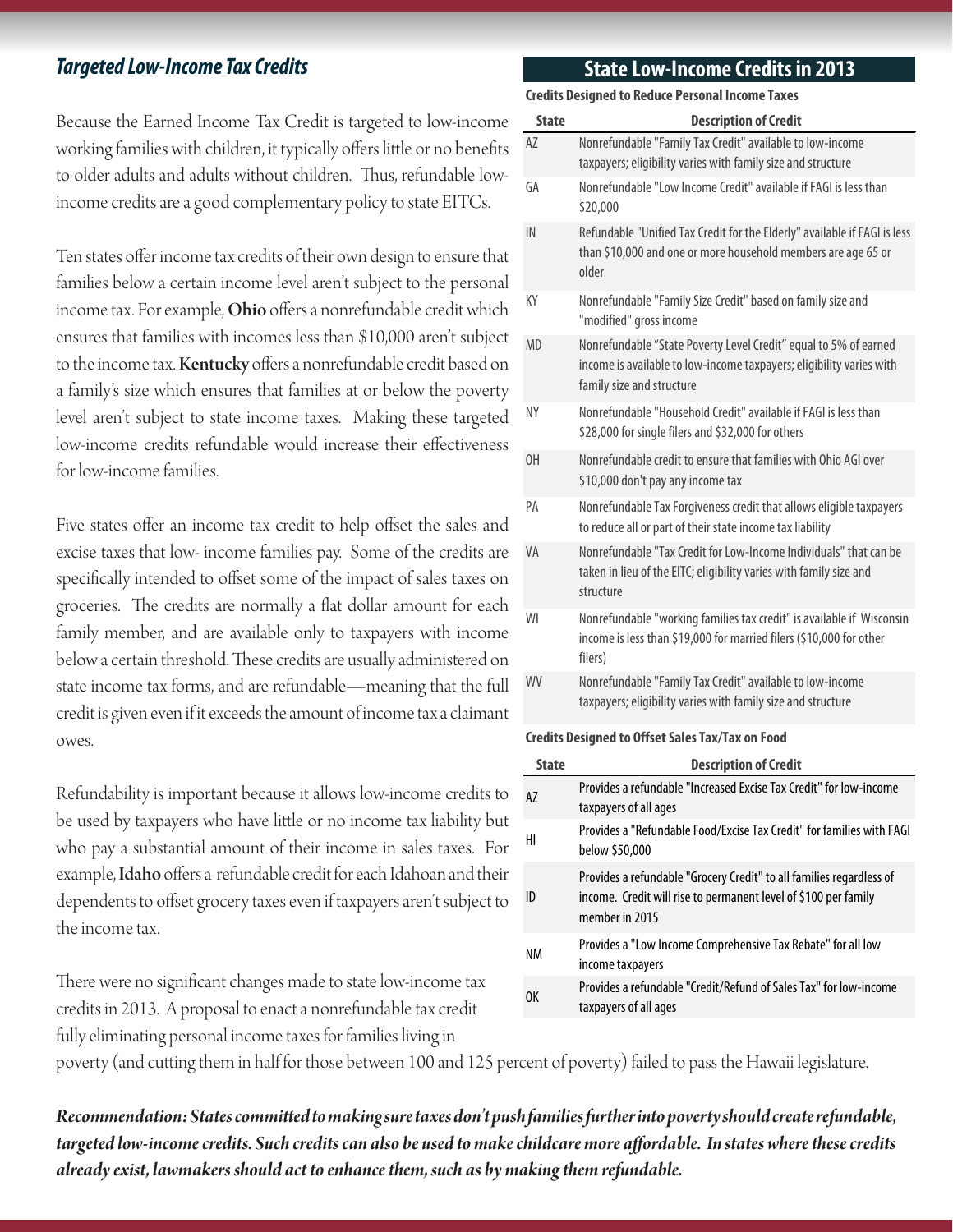## *Targeted Low-Income Tax Credits*

Because the Earned Income Tax Credit is targeted to low-income working families with children, it typically offers little or no benefits to older adults and adults without children. Thus, refundable low-income credits are a good complementary policy to state EITCs.

Ten states offer income tax credits of their own design to ensure that families below a certain income level aren't subject to the personal income tax. For example, **Ohio** offers a nonrefundable credit which ensures that families with incomes less than $10,000 aren't subject to the income tax. **Kentucky** offers a nonrefundable credit based on a family's size which ensures that families at or below the poverty level aren't subject to state income taxes. Making these targeted low-income credits refundable would increase their effectiveness for low-income families.

Five states offer an income tax credit to help offset the sales and excise taxes that low- income families pay. Some of the credits are specifically intended to offset some of the impact of sales taxes on groceries. The credits are normally a flat dollar amount for each family member, and are available only to taxpayers with income below a certain threshold. These credits are usually administered on state income tax forms, and are refundable—meaning that the full credit is given even if it exceeds the amount of income tax a claimant owes.

Refundability is important because it allows low-income credits to be used by taxpayers who have little or no income tax liability but who pay a substantial amount of their income in sales taxes. For example, **Idaho** offers a refundable credit for each Idahoan and their dependents to offset grocery taxes even if taxpayers aren't subject to the income tax.

There were no significant changes made to state low-income tax credits in 2013. A proposal to enact a nonrefundable tax credit fully eliminating personal income taxes for families living in poverty (and cutting them in half for those between 100 and 125 percent of poverty) failed to pass the Hawaii legislature.

## State Low-Income Credits in 2013

**Credits Designed to Reduce Personal Income Taxes**

| State | Description of Credit |
|---|---|
| AZ | Nonrefundable "Family Tax Credit" available to low-income taxpayers; eligibility varies with family size and structure |
| GA | Nonrefundable "Low Income Credit" available if FAGI is less than $20,000 |
| IN | Refundable "Unified Tax Credit for the Elderly" available if FAGI is less than $10,000 and one or more household members are age 65 or older |
| KY | Nonrefundable "Family Size Credit" based on family size and "modified" gross income |
| MD | Nonrefundable "State Poverty Level Credit" equal to 5% of earned income is available to low-income taxpayers; eligibility varies with family size and structure |
| NY | Nonrefundable "Household Credit" available if FAGI is less than $28,000 for single filers and $32,000 for others |
| OH | Nonrefundable credit to ensure that families with Ohio AGI over $10,000 don't pay any income tax |
| PA | Nonrefundable Tax Forgiveness credit that allows eligible taxpayers to reduce all or part of their state income tax liability |
| VA | Nonrefundable "Tax Credit for Low-Income Individuals" that can be taken in lieu of the EITC; eligibility varies with family size and structure |
| WI | Nonrefundable "working families tax credit" is available if Wisconsin income is less than $19,000 for married filers ($10,000 for other filers) |
| WV | Nonrefundable "Family Tax Credit" available to low-income taxpayers; eligibility varies with family size and structure |

**Credits Designed to Offset Sales Tax/Tax on Food**

| State | Description of Credit |
|---|---|
| AZ | Provides a refundable "Increased Excise Tax Credit" for low-income taxpayers of all ages |
| HI | Provides a "Refundable Food/Excise Tax Credit" for families with FAGI below $50,000 |
| ID | Provides a refundable "Grocery Credit" to all families regardless of income. Credit will rise to permanent level of $100 per family member in 2015 |
| NM | Provides a "Low Income Comprehensive Tax Rebate" for all low income taxpayers |
| OK | Provides a refundable "Credit/Refund of Sales Tax" for low-income taxpayers of all ages |

***Recommendation: States committed to making sure taxes don't push families further into poverty should create refundable, targeted low-income credits. Such credits can also be used to make childcare more affordable. In states where these credits already exist, lawmakers should act to enhance them, such as by making them refundable.***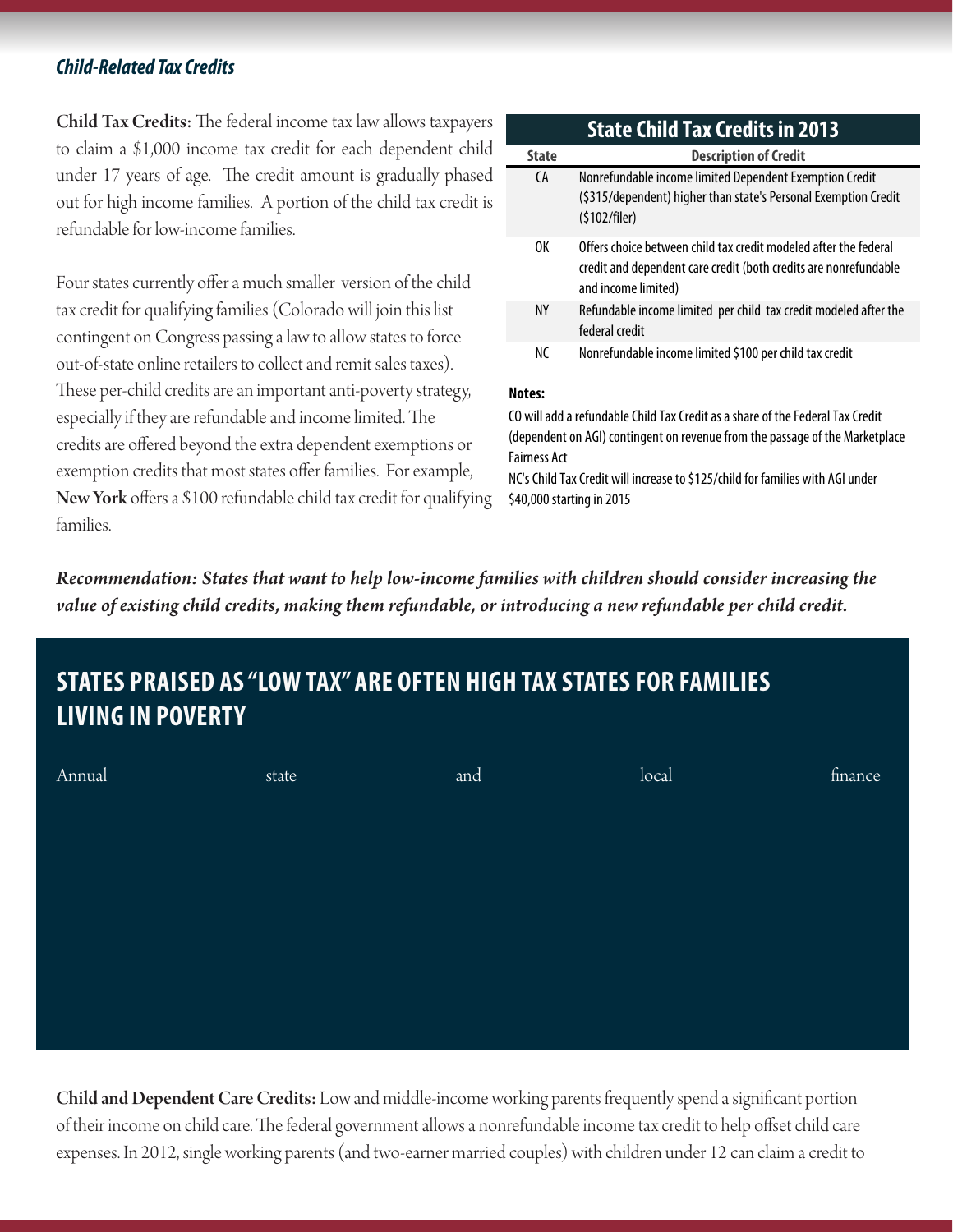*Child-Related Tax Credits*

**Child Tax Credits:** The federal income tax law allows taxpayers to claim a $1,000 income tax credit for each dependent child under 17 years of age. The credit amount is gradually phased out for high income families. A portion of the child tax credit is refundable for low-income families.

Four states currently offer a much smaller version of the child tax credit for qualifying families (Colorado will join this list contingent on Congress passing a law to allow states to force out-of-state online retailers to collect and remit sales taxes). These per-child credits are an important anti-poverty strategy, especially if they are refundable and income limited. The credits are offered beyond the extra dependent exemptions or exemption credits that most states offer families. For example, **New York** offers a $100 refundable child tax credit for qualifying families.

**State Child Tax Credits in 2013**

| State | Description of Credit |
|---|---|
| CA | Nonrefundable income limited Dependent Exemption Credit ($315/dependent) higher than state's Personal Exemption Credit ($102/filer) |
| OK | Offers choice between child tax credit modeled after the federal credit and dependent care credit (both credits are nonrefundable and income limited) |
| NY | Refundable income limited per child tax credit modeled after the federal credit |
| NC | Nonrefundable income limited $100 per child tax credit |

**Notes:**

CO will add a refundable Child Tax Credit as a share of the Federal Tax Credit (dependent on AGI) contingent on revenue from the passage of the Marketplace Fairness Act

NC's Child Tax Credit will increase to $125/child for families with AGI under $40,000 starting in 2015

***Recommendation: States that want to help low-income families with children should consider increasing the value of existing child credits, making them refundable, or introducing a new refundable per child credit.***

## STATES PRAISED AS "LOW TAX" ARE OFTEN HIGH TAX STATES FOR FAMILIES LIVING IN POVERTY

Annual state and local finance

**Child and Dependent Care Credits:** Low and middle-income working parents frequently spend a significant portion of their income on child care. The federal government allows a nonrefundable income tax credit to help offset child care expenses. In 2012, single working parents (and two-earner married couples) with children under 12 can claim a credit to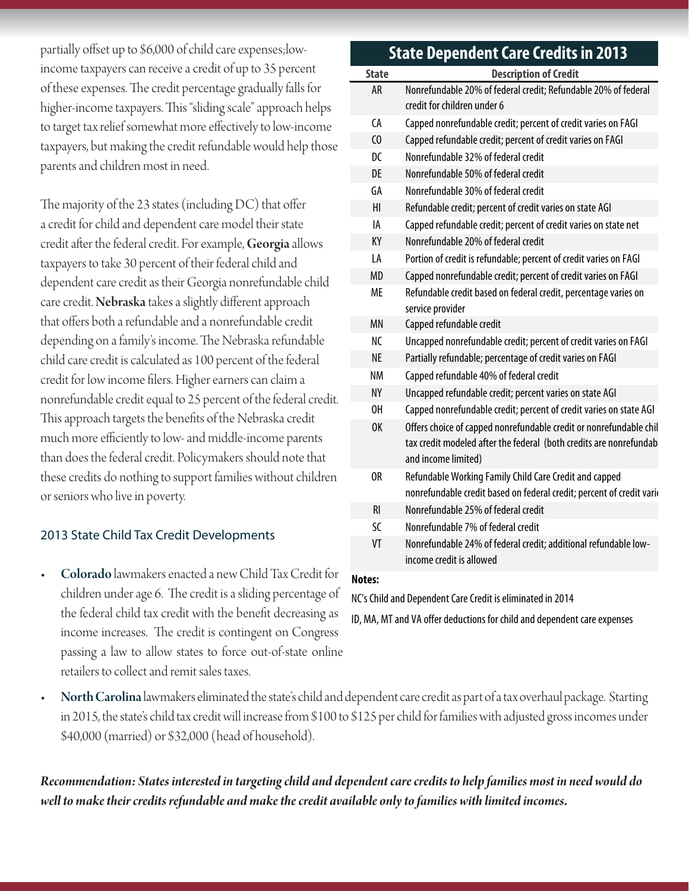partially offset up to $6,000 of child care expenses;low-income taxpayers can receive a credit of up to 35 percent of these expenses. The credit percentage gradually falls for higher-income taxpayers. This "sliding scale" approach helps to target tax relief somewhat more effectively to low-income taxpayers, but making the credit refundable would help those parents and children most in need.

The majority of the 23 states (including DC) that offer a credit for child and dependent care model their state credit after the federal credit. For example, **Georgia** allows taxpayers to take 30 percent of their federal child and dependent care credit as their Georgia nonrefundable child care credit. **Nebraska** takes a slightly different approach that offers both a refundable and a nonrefundable credit depending on a family's income. The Nebraska refundable child care credit is calculated as 100 percent of the federal credit for low income filers. Higher earners can claim a nonrefundable credit equal to 25 percent of the federal credit. This approach targets the benefits of the Nebraska credit much more efficiently to low- and middle-income parents than does the federal credit. Policymakers should note that these credits do nothing to support families without children or seniors who live in poverty.

## State Dependent Care Credits in 2013

| State | Description of Credit |
|---|---|
| AR | Nonrefundable 20% of federal credit; Refundable 20% of federal credit for children under 6 |
| CA | Capped nonrefundable credit; percent of credit varies on FAGI |
| CO | Capped refundable credit; percent of credit varies on FAGI |
| DC | Nonrefundable 32% of federal credit |
| DE | Nonrefundable 50% of federal credit |
| GA | Nonrefundable 30% of federal credit |
| HI | Refundable credit; percent of credit varies on state AGI |
| IA | Capped refundable credit; percent of credit varies on state net |
| KY | Nonrefundable 20% of federal credit |
| LA | Portion of credit is refundable; percent of credit varies on FAGI |
| MD | Capped nonrefundable credit; percent of credit varies on FAGI |
| ME | Refundable credit based on federal credit, percentage varies on service provider |
| MN | Capped refundable credit |
| NC | Uncapped nonrefundable credit; percent of credit varies on FAGI |
| NE | Partially refundable; percentage of credit varies on FAGI |
| NM | Capped refundable 40% of federal credit |
| NY | Uncapped refundable credit; percent varies on state AGI |
| OH | Capped nonrefundable credit; percent of credit varies on state AGI |
| OK | Offers choice of capped nonrefundable credit or nonrefundable chil tax credit modeled after the federal (both credits are nonrefundab and income limited) |
| OR | Refundable Working Family Child Care Credit and capped nonrefundable credit based on federal credit; percent of credit vari |
| RI | Nonrefundable 25% of federal credit |
| SC | Nonrefundable 7% of federal credit |
| VT | Nonrefundable 24% of federal credit; additional refundable low-income credit is allowed |

**Notes:**

NC's Child and Dependent Care Credit is eliminated in 2014

ID, MA, MT and VA offer deductions for child and dependent care expenses

### 2013 State Child Tax Credit Developments

- **Colorado** lawmakers enacted a new Child Tax Credit for children under age 6. The credit is a sliding percentage of the federal child tax credit with the benefit decreasing as income increases. The credit is contingent on Congress passing a law to allow states to force out-of-state online retailers to collect and remit sales taxes.
- **North Carolina** lawmakers eliminated the state's child and dependent care credit as part of a tax overhaul package. Starting in 2015, the state's child tax credit will increase from $100 to $125 per child for families with adjusted gross incomes under $40,000 (married) or $32,000 (head of household).

***Recommendation: States interested in targeting child and dependent care credits to help families most in need would do well to make their credits refundable and make the credit available only to families with limited incomes.***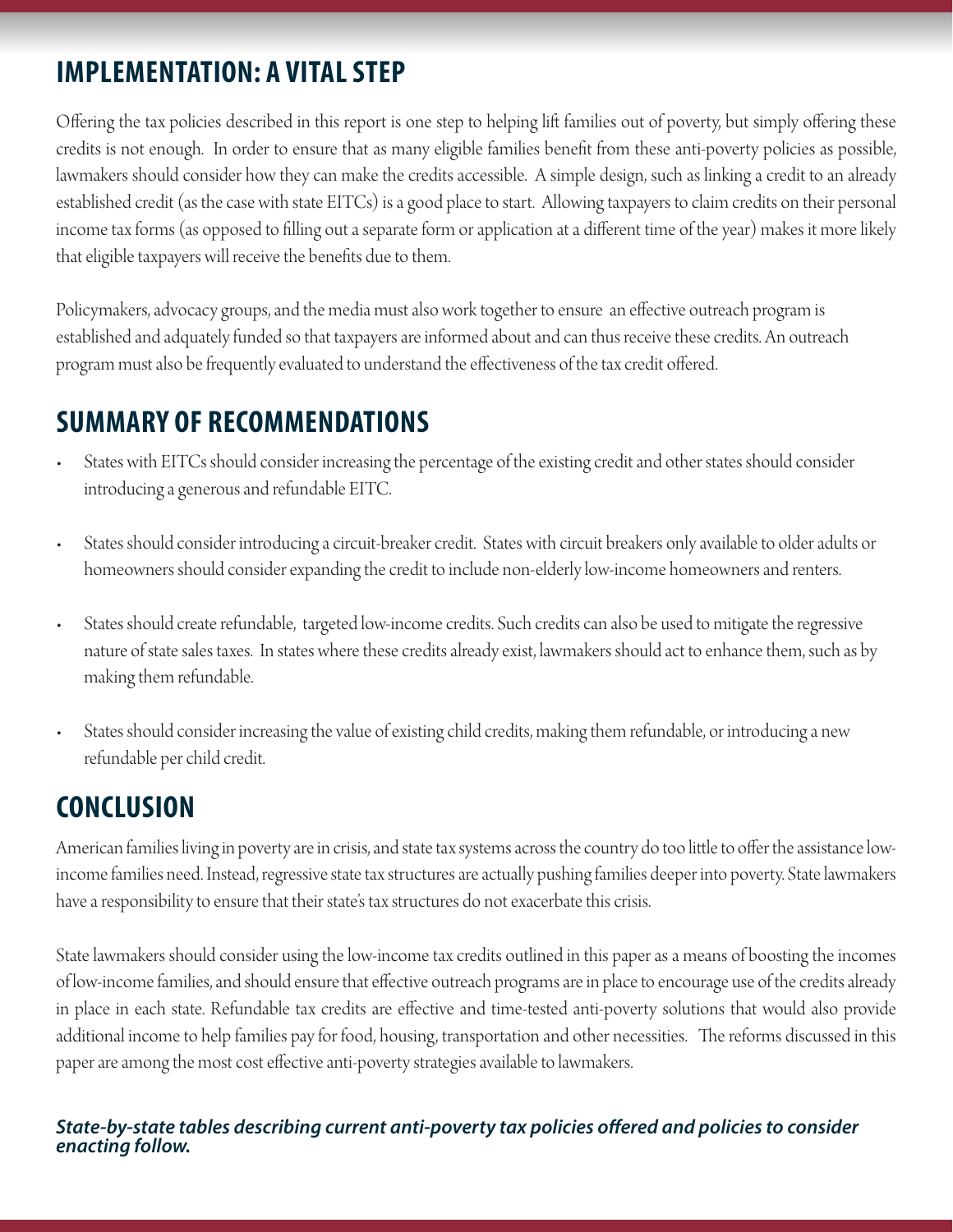## IMPLEMENTATION: A VITAL STEP

Offering the tax policies described in this report is one step to helping lift families out of poverty, but simply offering these credits is not enough. In order to ensure that as many eligible families benefit from these anti-poverty policies as possible, lawmakers should consider how they can make the credits accessible. A simple design, such as linking a credit to an already established credit (as the case with state EITCs) is a good place to start. Allowing taxpayers to claim credits on their personal income tax forms (as opposed to filling out a separate form or application at a different time of the year) makes it more likely that eligible taxpayers will receive the benefits due to them.

Policymakers, advocacy groups, and the media must also work together to ensure an effective outreach program is established and adquately funded so that taxpayers are informed about and can thus receive these credits. An outreach program must also be frequently evaluated to understand the effectiveness of the tax credit offered.

## SUMMARY OF RECOMMENDATIONS

- States with EITCs should consider increasing the percentage of the existing credit and other states should consider introducing a generous and refundable EITC.
- States should consider introducing a circuit-breaker credit. States with circuit breakers only available to older adults or homeowners should consider expanding the credit to include non-elderly low-income homeowners and renters.
- States should create refundable, targeted low-income credits. Such credits can also be used to mitigate the regressive nature of state sales taxes. In states where these credits already exist, lawmakers should act to enhance them, such as by making them refundable.
- States should consider increasing the value of existing child credits, making them refundable, or introducing a new refundable per child credit.

## CONCLUSION

American families living in poverty are in crisis, and state tax systems across the country do too little to offer the assistance low-income families need. Instead, regressive state tax structures are actually pushing families deeper into poverty. State lawmakers have a responsibility to ensure that their state's tax structures do not exacerbate this crisis.

State lawmakers should consider using the low-income tax credits outlined in this paper as a means of boosting the incomes of low-income families, and should ensure that effective outreach programs are in place to encourage use of the credits already in place in each state. Refundable tax credits are effective and time-tested anti-poverty solutions that would also provide additional income to help families pay for food, housing, transportation and other necessities. The reforms discussed in this paper are among the most cost effective anti-poverty strategies available to lawmakers.

***State-by-state tables describing current anti-poverty tax policies offered and policies to consider enacting follow.***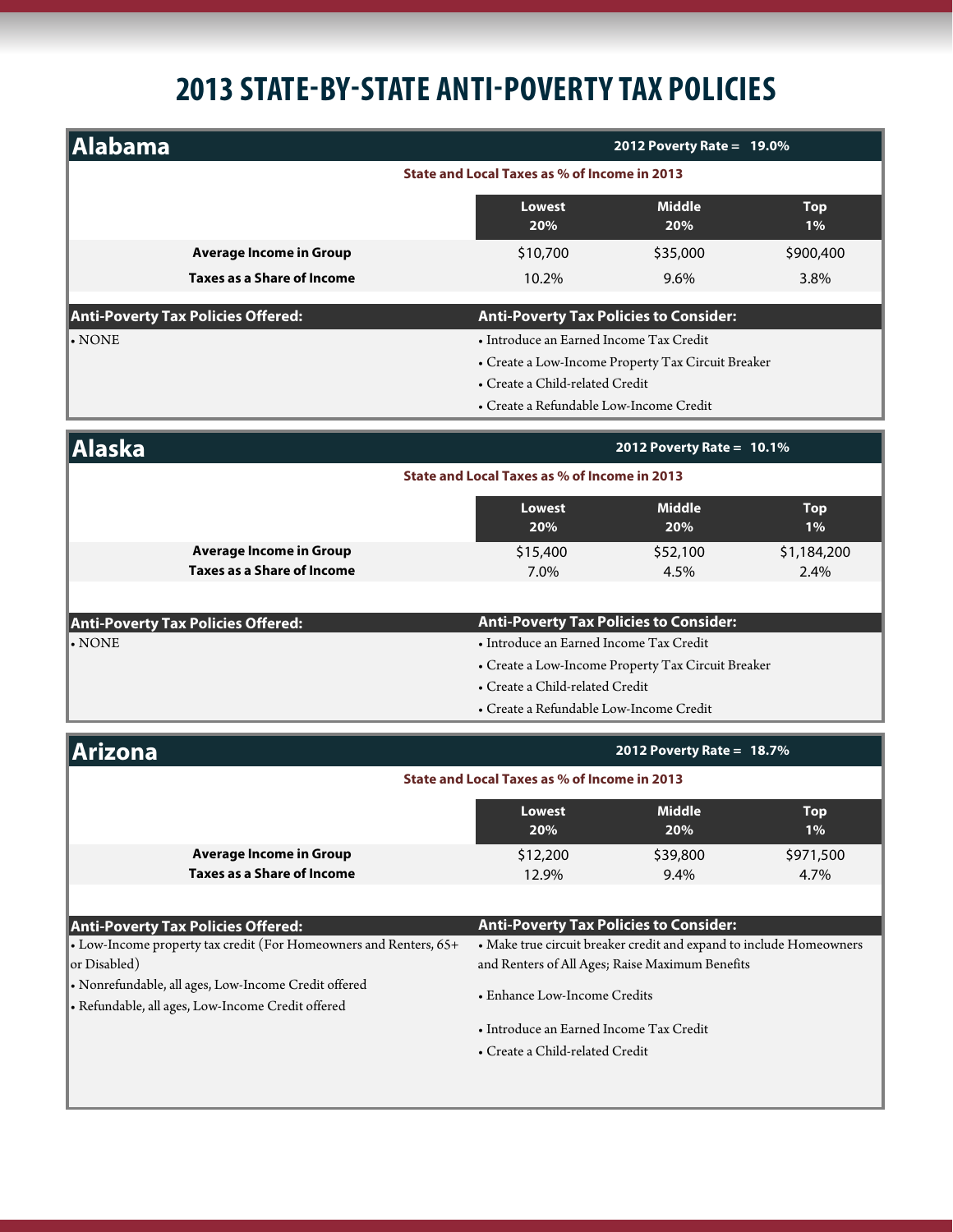# 2013 STATE-BY-STATE ANTI-POVERTY TAX POLICIES

## Alabama

**2012 Poverty Rate = 19.0%**

**State and Local Taxes as % of Income in 2013**

| | Lowest 20% | Middle 20% | Top 1% |
|---|---|---|---|
| **Average Income in Group** | $10,700 | $35,000 | $900,400 |
| **Taxes as a Share of Income** | 10.2% | 9.6% | 3.8% |

**Anti-Poverty Tax Policies Offered:**

- NONE

**Anti-Poverty Tax Policies to Consider:**

- Introduce an Earned Income Tax Credit
- Create a Low-Income Property Tax Circuit Breaker
- Create a Child-related Credit
- Create a Refundable Low-Income Credit

## Alaska

**2012 Poverty Rate = 10.1%**

**State and Local Taxes as % of Income in 2013**

| | Lowest 20% | Middle 20% | Top 1% |
|---|---|---|---|
| **Average Income in Group** | $15,400 | $52,100 | $1,184,200 |
| **Taxes as a Share of Income** | 7.0% | 4.5% | 2.4% |

**Anti-Poverty Tax Policies Offered:**

- NONE

**Anti-Poverty Tax Policies to Consider:**

- Introduce an Earned Income Tax Credit
- Create a Low-Income Property Tax Circuit Breaker
- Create a Child-related Credit
- Create a Refundable Low-Income Credit

## Arizona

**2012 Poverty Rate = 18.7%**

**State and Local Taxes as % of Income in 2013**

| | Lowest 20% | Middle 20% | Top 1% |
|---|---|---|---|
| **Average Income in Group** | $12,200 | $39,800 | $971,500 |
| **Taxes as a Share of Income** | 12.9% | 9.4% | 4.7% |

**Anti-Poverty Tax Policies Offered:**

- Low-Income property tax credit (For Homeowners and Renters, 65+ or Disabled)
- Nonrefundable, all ages, Low-Income Credit offered
- Refundable, all ages, Low-Income Credit offered

**Anti-Poverty Tax Policies to Consider:**

- Make true circuit breaker credit and expand to include Homeowners and Renters of All Ages; Raise Maximum Benefits
- Enhance Low-Income Credits
- Introduce an Earned Income Tax Credit
- Create a Child-related Credit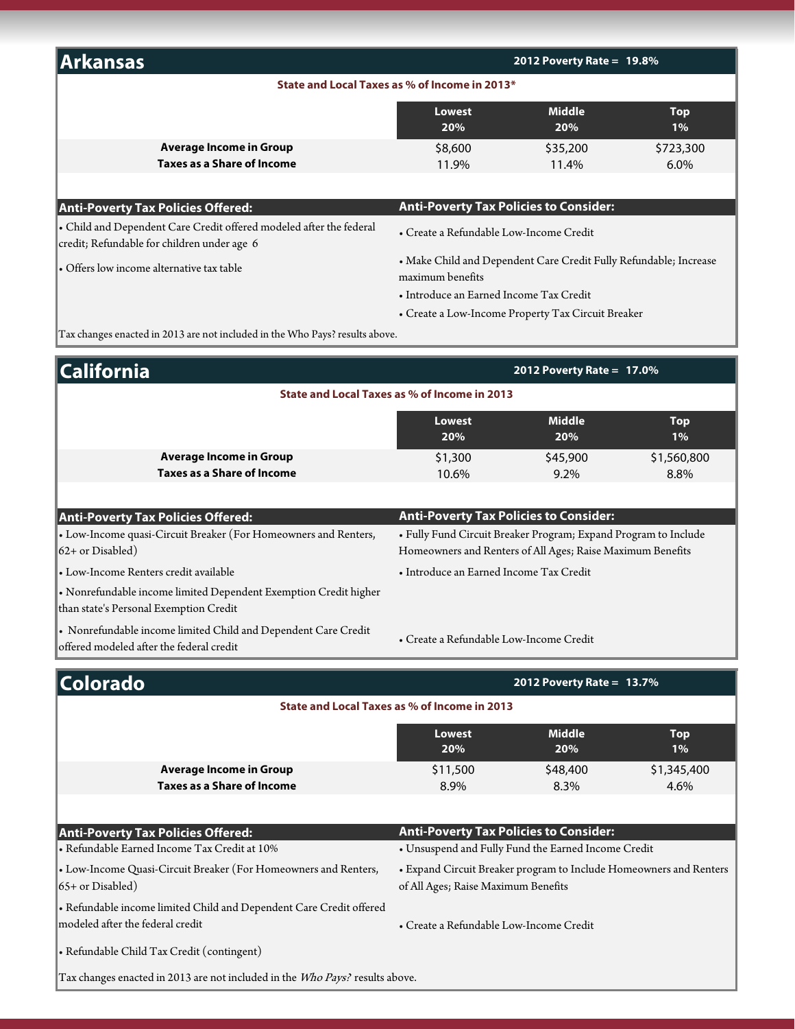## Arkansas

**2012 Poverty Rate = 19.8%**

**State and Local Taxes as % of Income in 2013***

| | Lowest 20% | Middle 20% | Top 1% |
|---|---|---|---|
| **Average Income in Group** | $8,600 | $35,200 | $723,300 |
| **Taxes as a Share of Income** | 11.9% | 11.4% | 6.0% |

**Anti-Poverty Tax Policies Offered:**

- Child and Dependent Care Credit offered modeled after the federal credit; Refundable for children under age 6
- Offers low income alternative tax table

**Anti-Poverty Tax Policies to Consider:**

- Create a Refundable Low-Income Credit
- Make Child and Dependent Care Credit Fully Refundable; Increase maximum benefits
- Introduce an Earned Income Tax Credit
- Create a Low-Income Property Tax Circuit Breaker

Tax changes enacted in 2013 are not included in the Who Pays? results above.

## California

**2012 Poverty Rate = 17.0%**

**State and Local Taxes as % of Income in 2013**

| | Lowest 20% | Middle 20% | Top 1% |
|---|---|---|---|
| **Average Income in Group** | $1,300 | $45,900 | $1,560,800 |
| **Taxes as a Share of Income** | 10.6% | 9.2% | 8.8% |

**Anti-Poverty Tax Policies Offered:**

- Low-Income quasi-Circuit Breaker (For Homeowners and Renters, 62+ or Disabled)
- Low-Income Renters credit available
- Nonrefundable income limited Dependent Exemption Credit higher than state's Personal Exemption Credit
- Nonrefundable income limited Child and Dependent Care Credit offered modeled after the federal credit

**Anti-Poverty Tax Policies to Consider:**

- Fully Fund Circuit Breaker Program; Expand Program to Include Homeowners and Renters of All Ages; Raise Maximum Benefits
- Introduce an Earned Income Tax Credit
- Create a Refundable Low-Income Credit

## Colorado

**2012 Poverty Rate = 13.7%**

**State and Local Taxes as % of Income in 2013**

| | Lowest 20% | Middle 20% | Top 1% |
|---|---|---|---|
| **Average Income in Group** | $11,500 | $48,400 | $1,345,400 |
| **Taxes as a Share of Income** | 8.9% | 8.3% | 4.6% |

**Anti-Poverty Tax Policies Offered:**

- Refundable Earned Income Tax Credit at 10%
- Low-Income Quasi-Circuit Breaker (For Homeowners and Renters, 65+ or Disabled)
- Refundable income limited Child and Dependent Care Credit offered modeled after the federal credit
- Refundable Child Tax Credit (contingent)

**Anti-Poverty Tax Policies to Consider:**

- Unsuspend and Fully Fund the Earned Income Credit
- Expand Circuit Breaker program to Include Homeowners and Renters of All Ages; Raise Maximum Benefits
- Create a Refundable Low-Income Credit

Tax changes enacted in 2013 are not included in the *Who Pays?* results above.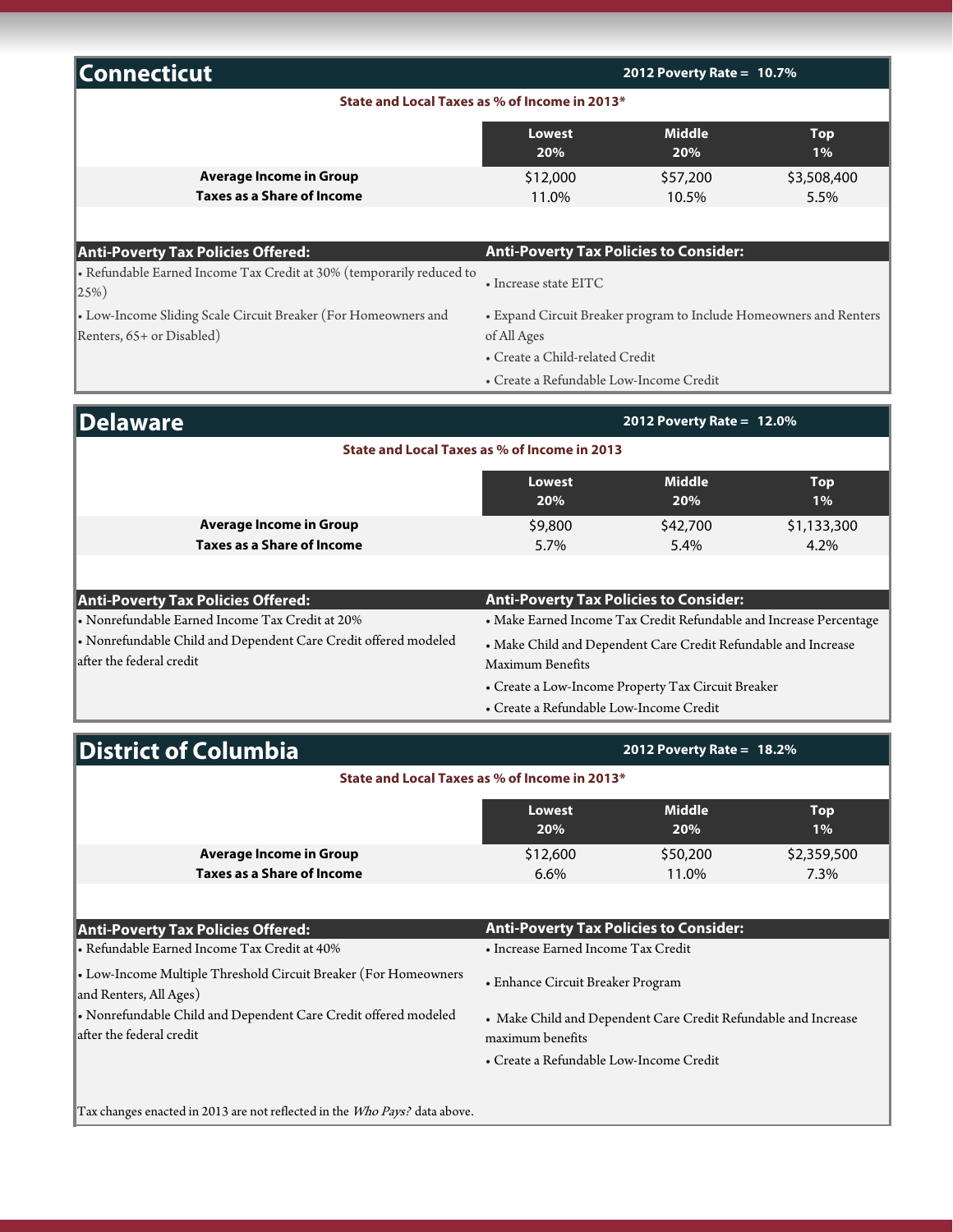## Connecticut

**2012 Poverty Rate = 10.7%**

**State and Local Taxes as % of Income in 2013***

| | Lowest 20% | Middle 20% | Top 1% |
|---|---|---|---|
| **Average Income in Group** | $12,000 | $57,200 | $3,508,400 |
| **Taxes as a Share of Income** | 11.0% | 10.5% | 5.5% |

**Anti-Poverty Tax Policies Offered:**

- Refundable Earned Income Tax Credit at 30% (temporarily reduced to 25%)
- Low-Income Sliding Scale Circuit Breaker (For Homeowners and Renters, 65+ or Disabled)

**Anti-Poverty Tax Policies to Consider:**

- Increase state EITC
- Expand Circuit Breaker program to Include Homeowners and Renters of All Ages
- Create a Child-related Credit
- Create a Refundable Low-Income Credit

## Delaware

**2012 Poverty Rate = 12.0%**

**State and Local Taxes as % of Income in 2013**

| | Lowest 20% | Middle 20% | Top 1% |
|---|---|---|---|
| **Average Income in Group** | $9,800 | $42,700 | $1,133,300 |
| **Taxes as a Share of Income** | 5.7% | 5.4% | 4.2% |

**Anti-Poverty Tax Policies Offered:**

- Nonrefundable Earned Income Tax Credit at 20%
- Nonrefundable Child and Dependent Care Credit offered modeled after the federal credit

**Anti-Poverty Tax Policies to Consider:**

- Make Earned Income Tax Credit Refundable and Increase Percentage
- Make Child and Dependent Care Credit Refundable and Increase Maximum Benefits
- Create a Low-Income Property Tax Circuit Breaker
- Create a Refundable Low-Income Credit

## District of Columbia

**2012 Poverty Rate = 18.2%**

**State and Local Taxes as % of Income in 2013***

| | Lowest 20% | Middle 20% | Top 1% |
|---|---|---|---|
| **Average Income in Group** | $12,600 | $50,200 | $2,359,500 |
| **Taxes as a Share of Income** | 6.6% | 11.0% | 7.3% |

**Anti-Poverty Tax Policies Offered:**

- Refundable Earned Income Tax Credit at 40%
- Low-Income Multiple Threshold Circuit Breaker (For Homeowners and Renters, All Ages)
- Nonrefundable Child and Dependent Care Credit offered modeled after the federal credit

**Anti-Poverty Tax Policies to Consider:**

- Increase Earned Income Tax Credit
- Enhance Circuit Breaker Program
- Make Child and Dependent Care Credit Refundable and Increase maximum benefits
- Create a Refundable Low-Income Credit

Tax changes enacted in 2013 are not reflected in the *Who Pays?* data above.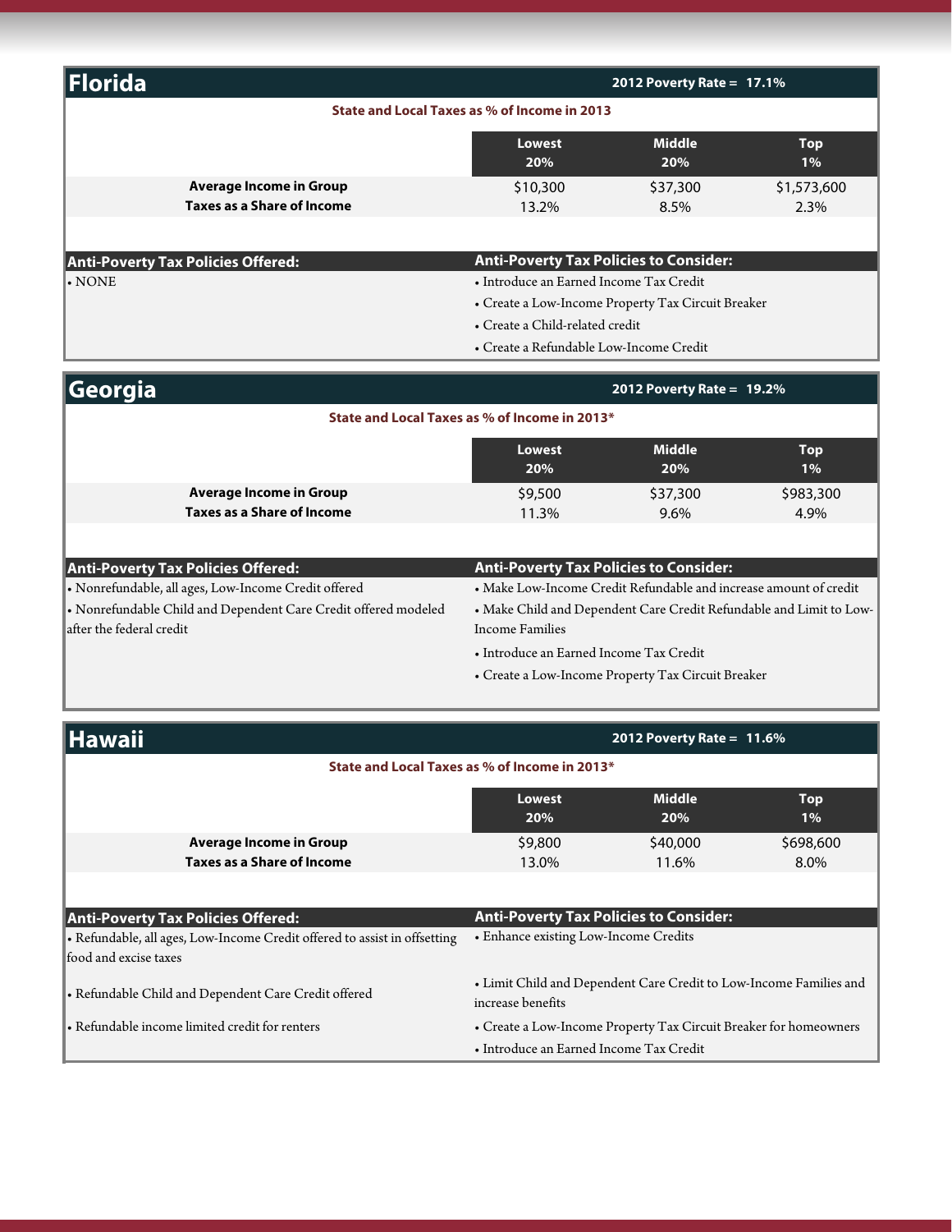## Florida

**2012 Poverty Rate = 17.1%**

**State and Local Taxes as % of Income in 2013**

| | Lowest 20% | Middle 20% | Top 1% |
|---|---|---|---|
| **Average Income in Group** | $10,300 | $37,300 | $1,573,600 |
| **Taxes as a Share of Income** | 13.2% | 8.5% | 2.3% |

**Anti-Poverty Tax Policies Offered:**

- NONE

**Anti-Poverty Tax Policies to Consider:**

- Introduce an Earned Income Tax Credit
- Create a Low-Income Property Tax Circuit Breaker
- Create a Child-related credit
- Create a Refundable Low-Income Credit

## Georgia

**2012 Poverty Rate = 19.2%**

**State and Local Taxes as % of Income in 2013***

| | Lowest 20% | Middle 20% | Top 1% |
|---|---|---|---|
| **Average Income in Group** | $9,500 | $37,300 | $983,300 |
| **Taxes as a Share of Income** | 11.3% | 9.6% | 4.9% |

**Anti-Poverty Tax Policies Offered:**

- Nonrefundable, all ages, Low-Income Credit offered
- Nonrefundable Child and Dependent Care Credit offered modeled after the federal credit

**Anti-Poverty Tax Policies to Consider:**

- Make Low-Income Credit Refundable and increase amount of credit
- Make Child and Dependent Care Credit Refundable and Limit to Low-Income Families
- Introduce an Earned Income Tax Credit
- Create a Low-Income Property Tax Circuit Breaker

## Hawaii

**2012 Poverty Rate = 11.6%**

**State and Local Taxes as % of Income in 2013***

| | Lowest 20% | Middle 20% | Top 1% |
|---|---|---|---|
| **Average Income in Group** | $9,800 | $40,000 | $698,600 |
| **Taxes as a Share of Income** | 13.0% | 11.6% | 8.0% |

**Anti-Poverty Tax Policies Offered:**

- Refundable, all ages, Low-Income Credit offered to assist in offsetting food and excise taxes
- Refundable Child and Dependent Care Credit offered
- Refundable income limited credit for renters

**Anti-Poverty Tax Policies to Consider:**

- Enhance existing Low-Income Credits
- Limit Child and Dependent Care Credit to Low-Income Families and increase benefits
- Create a Low-Income Property Tax Circuit Breaker for homeowners
- Introduce an Earned Income Tax Credit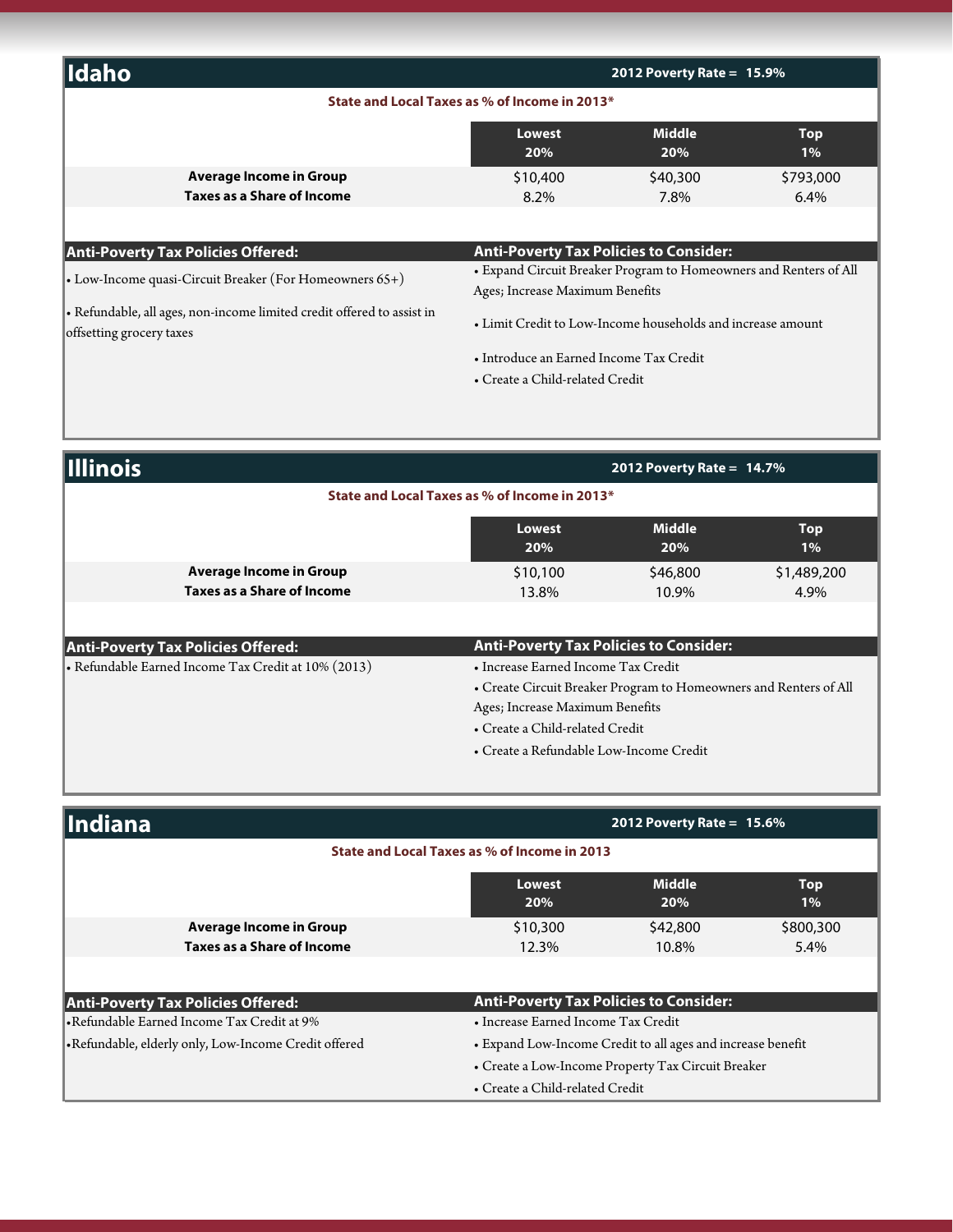## Idaho

**2012 Poverty Rate = 15.9%**

**State and Local Taxes as % of Income in 2013***

| | Lowest 20% | Middle 20% | Top 1% |
|---|---|---|---|
| **Average Income in Group** | $10,400 | $40,300 | $793,000 |
| **Taxes as a Share of Income** | 8.2% | 7.8% | 6.4% |

**Anti-Poverty Tax Policies Offered:**

- Low-Income quasi-Circuit Breaker (For Homeowners 65+)
- Refundable, all ages, non-income limited credit offered to assist in offsetting grocery taxes

**Anti-Poverty Tax Policies to Consider:**

- Expand Circuit Breaker Program to Homeowners and Renters of All Ages; Increase Maximum Benefits
- Limit Credit to Low-Income households and increase amount
- Introduce an Earned Income Tax Credit
- Create a Child-related Credit

## Illinois

**2012 Poverty Rate = 14.7%**

**State and Local Taxes as % of Income in 2013***

| | Lowest 20% | Middle 20% | Top 1% |
|---|---|---|---|
| **Average Income in Group** | $10,100 | $46,800 | $1,489,200 |
| **Taxes as a Share of Income** | 13.8% | 10.9% | 4.9% |

**Anti-Poverty Tax Policies Offered:**

- Refundable Earned Income Tax Credit at 10% (2013)

**Anti-Poverty Tax Policies to Consider:**

- Increase Earned Income Tax Credit
- Create Circuit Breaker Program to Homeowners and Renters of All Ages; Increase Maximum Benefits
- Create a Child-related Credit
- Create a Refundable Low-Income Credit

## Indiana

**2012 Poverty Rate = 15.6%**

**State and Local Taxes as % of Income in 2013**

| | Lowest 20% | Middle 20% | Top 1% |
|---|---|---|---|
| **Average Income in Group** | $10,300 | $42,800 | $800,300 |
| **Taxes as a Share of Income** | 12.3% | 10.8% | 5.4% |

**Anti-Poverty Tax Policies Offered:**

- Refundable Earned Income Tax Credit at 9%
- Refundable, elderly only, Low-Income Credit offered

**Anti-Poverty Tax Policies to Consider:**

- Increase Earned Income Tax Credit
- Expand Low-Income Credit to all ages and increase benefit
- Create a Low-Income Property Tax Circuit Breaker
- Create a Child-related Credit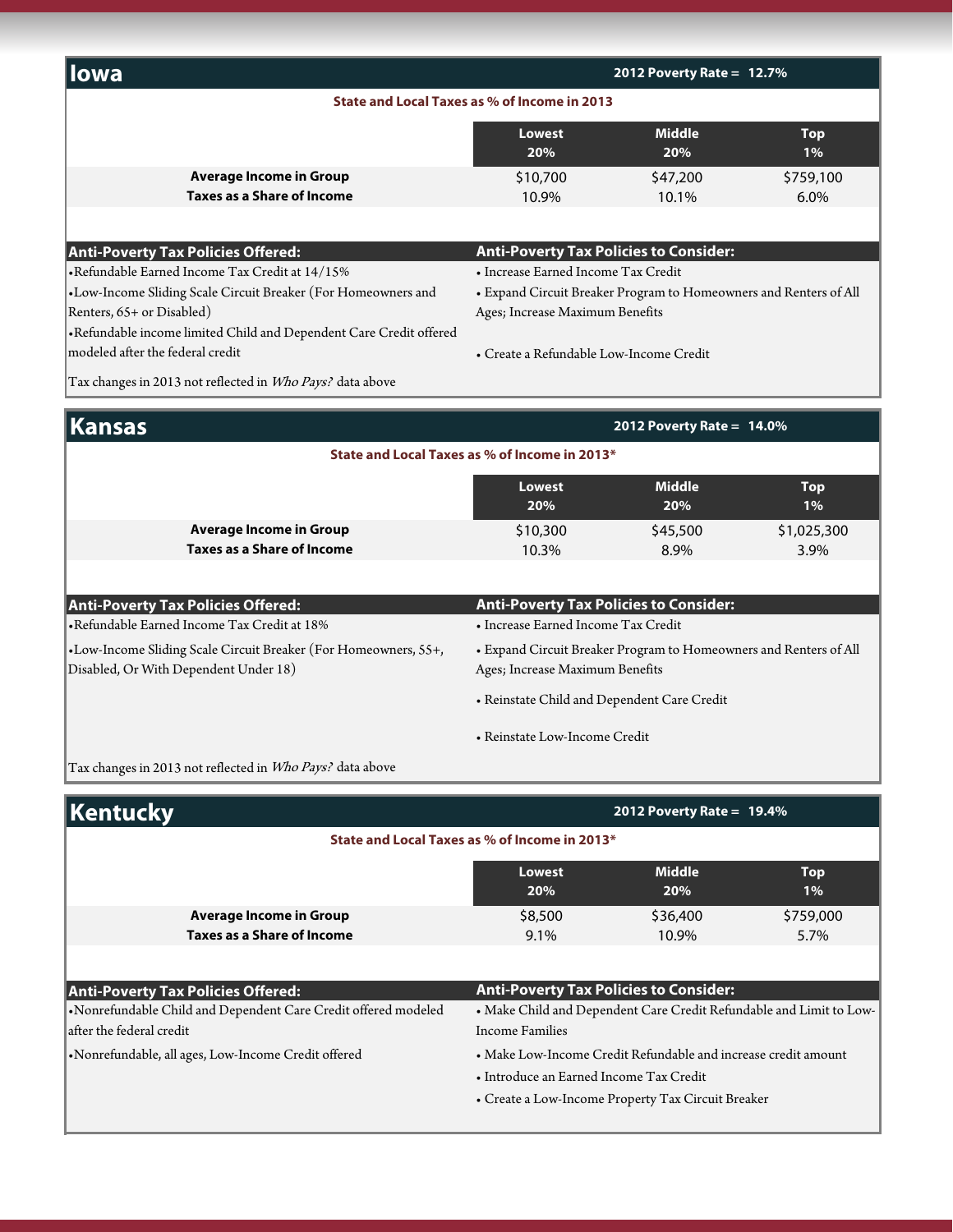## Iowa

**2012 Poverty Rate = 12.7%**

**State and Local Taxes as % of Income in 2013**

| | Lowest 20% | Middle 20% | Top 1% |
|---|---|---|---|
| **Average Income in Group** | $10,700 | $47,200 | $759,100 |
| **Taxes as a Share of Income** | 10.9% | 10.1% | 6.0% |

**Anti-Poverty Tax Policies Offered:**

- Refundable Earned Income Tax Credit at 14/15%
- Low-Income Sliding Scale Circuit Breaker (For Homeowners and Renters, 65+ or Disabled)
- Refundable income limited Child and Dependent Care Credit offered modeled after the federal credit

Tax changes in 2013 not reflected in *Who Pays?* data above

**Anti-Poverty Tax Policies to Consider:**

- Increase Earned Income Tax Credit
- Expand Circuit Breaker Program to Homeowners and Renters of All Ages; Increase Maximum Benefits
- Create a Refundable Low-Income Credit

## Kansas

**2012 Poverty Rate = 14.0%**

**State and Local Taxes as % of Income in 2013***

| | Lowest 20% | Middle 20% | Top 1% |
|---|---|---|---|
| **Average Income in Group** | $10,300 | $45,500 | $1,025,300 |
| **Taxes as a Share of Income** | 10.3% | 8.9% | 3.9% |

**Anti-Poverty Tax Policies Offered:**

- Refundable Earned Income Tax Credit at 18%
- Low-Income Sliding Scale Circuit Breaker (For Homeowners, 55+, Disabled, Or With Dependent Under 18)

Tax changes in 2013 not reflected in *Who Pays?* data above

**Anti-Poverty Tax Policies to Consider:**

- Increase Earned Income Tax Credit
- Expand Circuit Breaker Program to Homeowners and Renters of All Ages; Increase Maximum Benefits
- Reinstate Child and Dependent Care Credit
- Reinstate Low-Income Credit

## Kentucky

**2012 Poverty Rate = 19.4%**

**State and Local Taxes as % of Income in 2013***

| | Lowest 20% | Middle 20% | Top 1% |
|---|---|---|---|
| **Average Income in Group** | $8,500 | $36,400 | $759,000 |
| **Taxes as a Share of Income** | 9.1% | 10.9% | 5.7% |

**Anti-Poverty Tax Policies Offered:**

- Nonrefundable Child and Dependent Care Credit offered modeled after the federal credit
- Nonrefundable, all ages, Low-Income Credit offered

**Anti-Poverty Tax Policies to Consider:**

- Make Child and Dependent Care Credit Refundable and Limit to Low-Income Families
- Make Low-Income Credit Refundable and increase credit amount
- Introduce an Earned Income Tax Credit
- Create a Low-Income Property Tax Circuit Breaker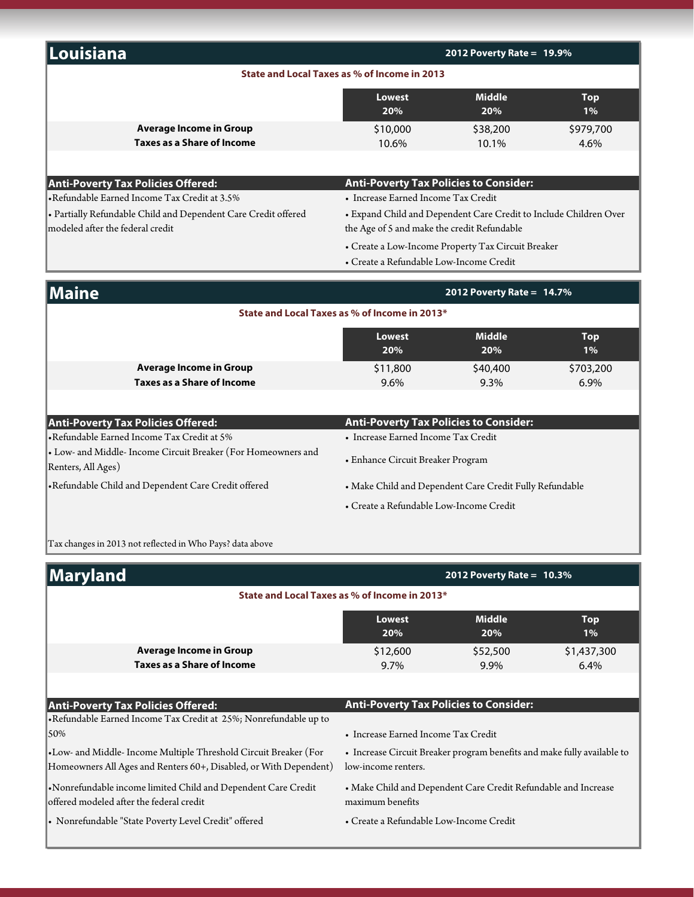## Louisiana

**2012 Poverty Rate = 19.9%**

**State and Local Taxes as % of Income in 2013**

| | Lowest 20% | Middle 20% | Top 1% |
|---|---|---|---|
| **Average Income in Group** | $10,000 | $38,200 | $979,700 |
| **Taxes as a Share of Income** | 10.6% | 10.1% | 4.6% |

**Anti-Poverty Tax Policies Offered:**

- Refundable Earned Income Tax Credit at 3.5%
- Partially Refundable Child and Dependent Care Credit offered modeled after the federal credit

**Anti-Poverty Tax Policies to Consider:**

- Increase Earned Income Tax Credit
- Expand Child and Dependent Care Credit to Include Children Over the Age of 5 and make the credit Refundable
- Create a Low-Income Property Tax Circuit Breaker
- Create a Refundable Low-Income Credit

## Maine

**2012 Poverty Rate = 14.7%**

**State and Local Taxes as % of Income in 2013***

| | Lowest 20% | Middle 20% | Top 1% |
|---|---|---|---|
| **Average Income in Group** | $11,800 | $40,400 | $703,200 |
| **Taxes as a Share of Income** | 9.6% | 9.3% | 6.9% |

**Anti-Poverty Tax Policies Offered:**

- Refundable Earned Income Tax Credit at 5%
- Low- and Middle- Income Circuit Breaker (For Homeowners and Renters, All Ages)
- Refundable Child and Dependent Care Credit offered

**Anti-Poverty Tax Policies to Consider:**

- Increase Earned Income Tax Credit
- Enhance Circuit Breaker Program
- Make Child and Dependent Care Credit Fully Refundable
- Create a Refundable Low-Income Credit

Tax changes in 2013 not reflected in Who Pays? data above

## Maryland

**2012 Poverty Rate = 10.3%**

**State and Local Taxes as % of Income in 2013***

| | Lowest 20% | Middle 20% | Top 1% |
|---|---|---|---|
| **Average Income in Group** | $12,600 | $52,500 | $1,437,300 |
| **Taxes as a Share of Income** | 9.7% | 9.9% | 6.4% |

**Anti-Poverty Tax Policies Offered:**

- Refundable Earned Income Tax Credit at 25%; Nonrefundable up to 50%
- Low- and Middle- Income Multiple Threshold Circuit Breaker (For Homeowners All Ages and Renters 60+, Disabled, or With Dependent)
- Nonrefundable income limited Child and Dependent Care Credit offered modeled after the federal credit
- Nonrefundable "State Poverty Level Credit" offered

**Anti-Poverty Tax Policies to Consider:**

- Increase Earned Income Tax Credit
- Increase Circuit Breaker program benefits and make fully available to low-income renters.
- Make Child and Dependent Care Credit Refundable and Increase maximum benefits
- Create a Refundable Low-Income Credit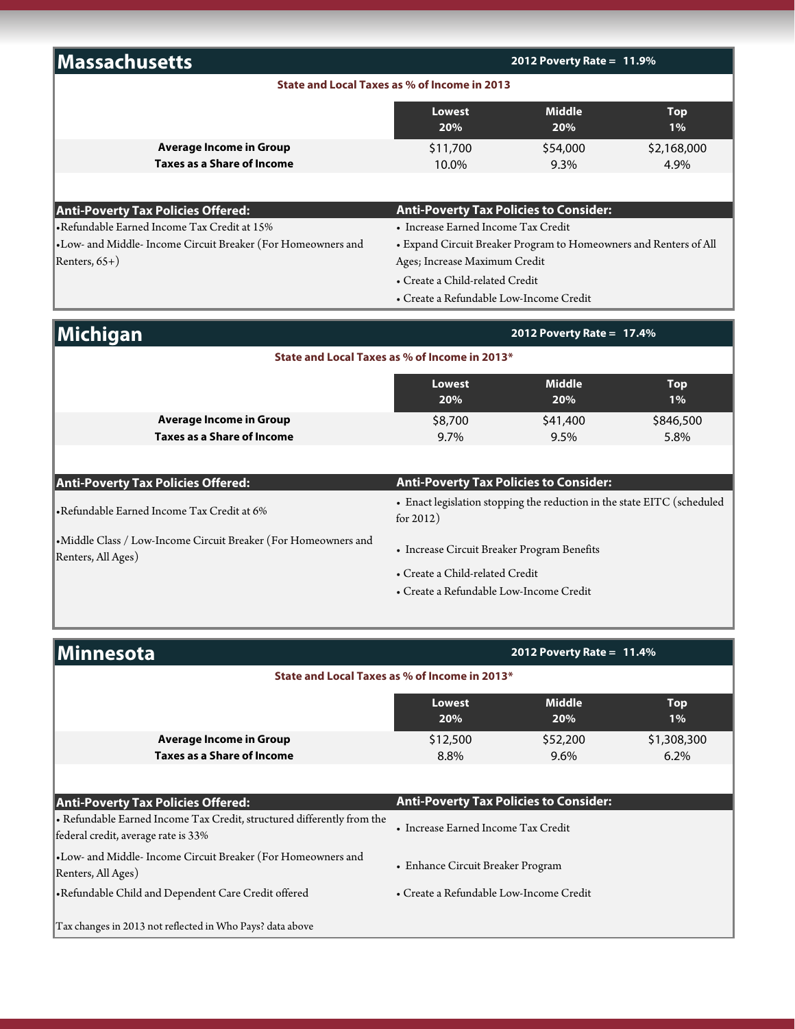## Massachusetts

**2012 Poverty Rate = 11.9%**

**State and Local Taxes as % of Income in 2013**

| | Lowest 20% | Middle 20% | Top 1% |
|---|---|---|---|
| **Average Income in Group** | $11,700 | $54,000 | $2,168,000 |
| **Taxes as a Share of Income** | 10.0% | 9.3% | 4.9% |

**Anti-Poverty Tax Policies Offered:**

- Refundable Earned Income Tax Credit at 15%
- Low- and Middle- Income Circuit Breaker (For Homeowners and Renters, 65+)

**Anti-Poverty Tax Policies to Consider:**

- Increase Earned Income Tax Credit
- Expand Circuit Breaker Program to Homeowners and Renters of All Ages; Increase Maximum Credit
- Create a Child-related Credit
- Create a Refundable Low-Income Credit

## Michigan

**2012 Poverty Rate = 17.4%**

**State and Local Taxes as % of Income in 2013***

| | Lowest 20% | Middle 20% | Top 1% |
|---|---|---|---|
| **Average Income in Group** | $8,700 | $41,400 | $846,500 |
| **Taxes as a Share of Income** | 9.7% | 9.5% | 5.8% |

**Anti-Poverty Tax Policies Offered:**

- Refundable Earned Income Tax Credit at 6%
- Middle Class / Low-Income Circuit Breaker (For Homeowners and Renters, All Ages)

**Anti-Poverty Tax Policies to Consider:**

- Enact legislation stopping the reduction in the state EITC (scheduled for 2012)
- Increase Circuit Breaker Program Benefits
- Create a Child-related Credit
- Create a Refundable Low-Income Credit

## Minnesota

**2012 Poverty Rate = 11.4%**

**State and Local Taxes as % of Income in 2013***

| | Lowest 20% | Middle 20% | Top 1% |
|---|---|---|---|
| **Average Income in Group** | $12,500 | $52,200 | $1,308,300 |
| **Taxes as a Share of Income** | 8.8% | 9.6% | 6.2% |

**Anti-Poverty Tax Policies Offered:**

- Refundable Earned Income Tax Credit, structured differently from the federal credit, average rate is 33%
- Low- and Middle- Income Circuit Breaker (For Homeowners and Renters, All Ages)
- Refundable Child and Dependent Care Credit offered

Tax changes in 2013 not reflected in Who Pays? data above

**Anti-Poverty Tax Policies to Consider:**

- Increase Earned Income Tax Credit
- Enhance Circuit Breaker Program
- Create a Refundable Low-Income Credit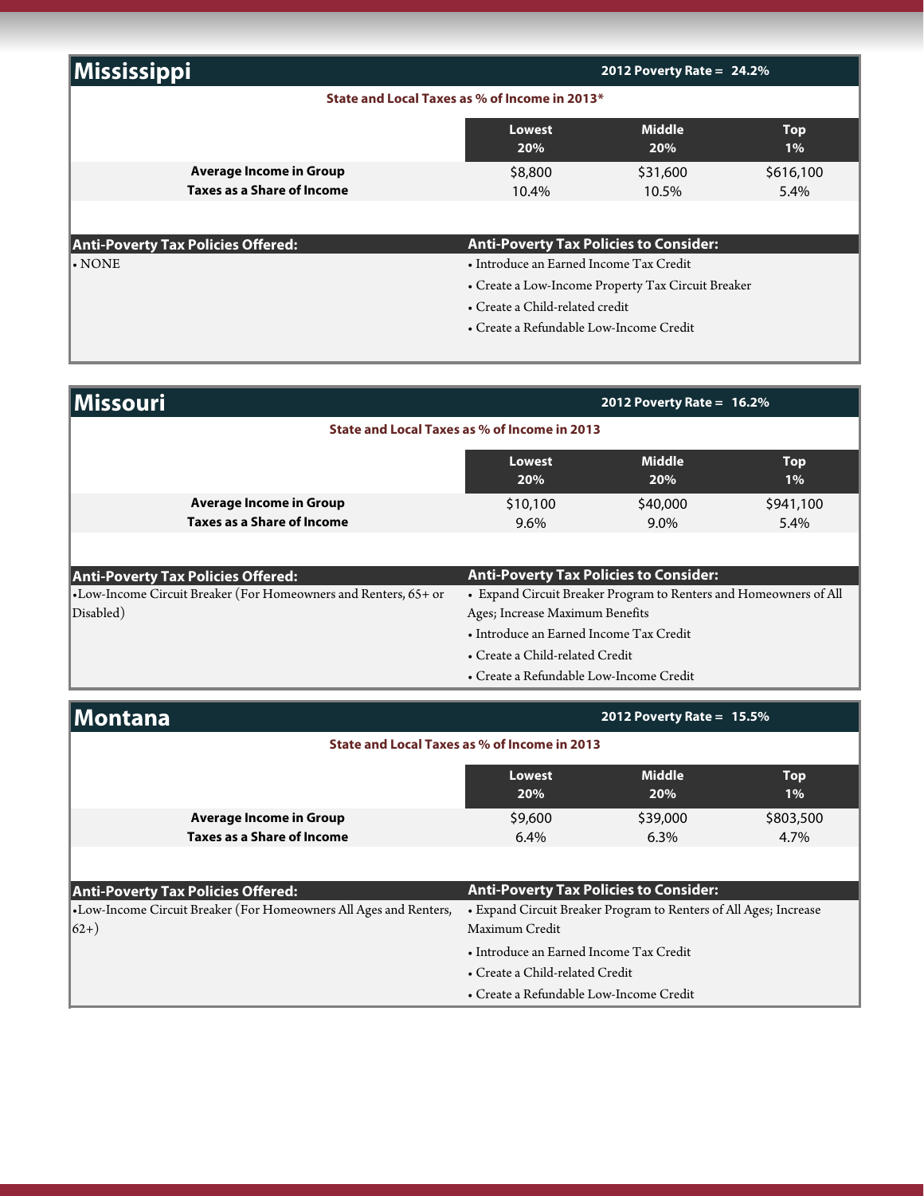## Mississippi

**2012 Poverty Rate = 24.2%**

**State and Local Taxes as % of Income in 2013***

| | Lowest 20% | Middle 20% | Top 1% |
|---|---|---|---|
| **Average Income in Group** | $8,800 | $31,600 | $616,100 |
| **Taxes as a Share of Income** | 10.4% | 10.5% | 5.4% |

**Anti-Poverty Tax Policies Offered:**

- NONE

**Anti-Poverty Tax Policies to Consider:**

- Introduce an Earned Income Tax Credit
- Create a Low-Income Property Tax Circuit Breaker
- Create a Child-related credit
- Create a Refundable Low-Income Credit

## Missouri

**2012 Poverty Rate = 16.2%**

**State and Local Taxes as % of Income in 2013**

| | Lowest 20% | Middle 20% | Top 1% |
|---|---|---|---|
| **Average Income in Group** | $10,100 | $40,000 | $941,100 |
| **Taxes as a Share of Income** | 9.6% | 9.0% | 5.4% |

**Anti-Poverty Tax Policies Offered:**

- Low-Income Circuit Breaker (For Homeowners and Renters, 65+ or Disabled)

**Anti-Poverty Tax Policies to Consider:**

- Expand Circuit Breaker Program to Renters and Homeowners of All Ages; Increase Maximum Benefits
- Introduce an Earned Income Tax Credit
- Create a Child-related Credit
- Create a Refundable Low-Income Credit

## Montana

**2012 Poverty Rate = 15.5%**

**State and Local Taxes as % of Income in 2013**

| | Lowest 20% | Middle 20% | Top 1% |
|---|---|---|---|
| **Average Income in Group** | $9,600 | $39,000 | $803,500 |
| **Taxes as a Share of Income** | 6.4% | 6.3% | 4.7% |

**Anti-Poverty Tax Policies Offered:**

- Low-Income Circuit Breaker (For Homeowners All Ages and Renters, 62+)

**Anti-Poverty Tax Policies to Consider:**

- Expand Circuit Breaker Program to Renters of All Ages; Increase Maximum Credit
- Introduce an Earned Income Tax Credit
- Create a Child-related Credit
- Create a Refundable Low-Income Credit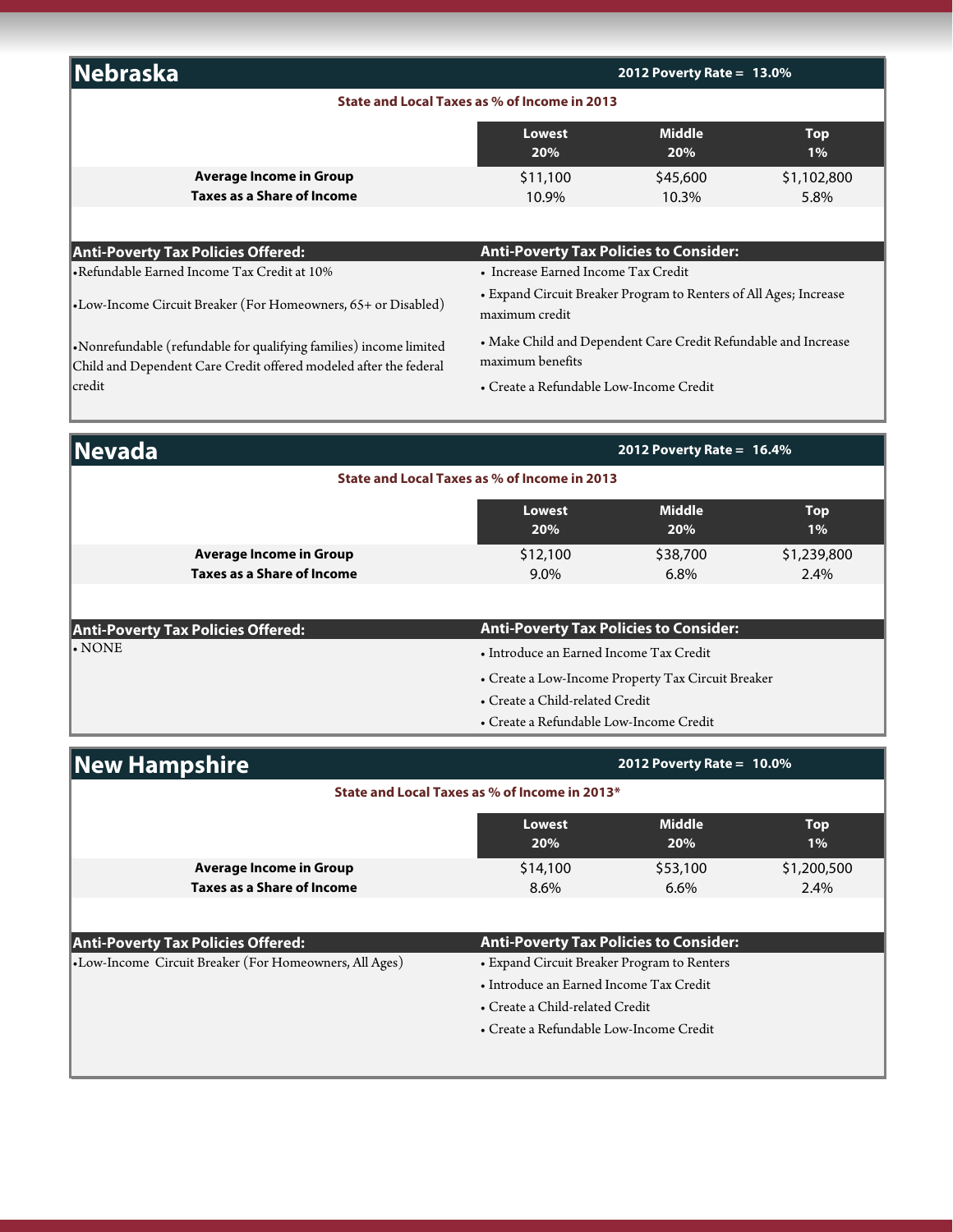## Nebraska

**2012 Poverty Rate = 13.0%**

**State and Local Taxes as % of Income in 2013**

| | Lowest 20% | Middle 20% | Top 1% |
|---|---|---|---|
| **Average Income in Group** | $11,100 | $45,600 | $1,102,800 |
| **Taxes as a Share of Income** | 10.9% | 10.3% | 5.8% |

**Anti-Poverty Tax Policies Offered:**

- Refundable Earned Income Tax Credit at 10%
- Low-Income Circuit Breaker (For Homeowners, 65+ or Disabled)
- Nonrefundable (refundable for qualifying families) income limited Child and Dependent Care Credit offered modeled after the federal credit

**Anti-Poverty Tax Policies to Consider:**

- Increase Earned Income Tax Credit
- Expand Circuit Breaker Program to Renters of All Ages; Increase maximum credit
- Make Child and Dependent Care Credit Refundable and Increase maximum benefits
- Create a Refundable Low-Income Credit

## Nevada

**2012 Poverty Rate = 16.4%**

**State and Local Taxes as % of Income in 2013**

| | Lowest 20% | Middle 20% | Top 1% |
|---|---|---|---|
| **Average Income in Group** | $12,100 | $38,700 | $1,239,800 |
| **Taxes as a Share of Income** | 9.0% | 6.8% | 2.4% |

**Anti-Poverty Tax Policies Offered:**

- NONE

**Anti-Poverty Tax Policies to Consider:**

- Introduce an Earned Income Tax Credit
- Create a Low-Income Property Tax Circuit Breaker
- Create a Child-related Credit
- Create a Refundable Low-Income Credit

## New Hampshire

**2012 Poverty Rate = 10.0%**

**State and Local Taxes as % of Income in 2013***

| | Lowest 20% | Middle 20% | Top 1% |
|---|---|---|---|
| **Average Income in Group** | $14,100 | $53,100 | $1,200,500 |
| **Taxes as a Share of Income** | 8.6% | 6.6% | 2.4% |

**Anti-Poverty Tax Policies Offered:**

- Low-Income Circuit Breaker (For Homeowners, All Ages)

**Anti-Poverty Tax Policies to Consider:**

- Expand Circuit Breaker Program to Renters
- Introduce an Earned Income Tax Credit
- Create a Child-related Credit
- Create a Refundable Low-Income Credit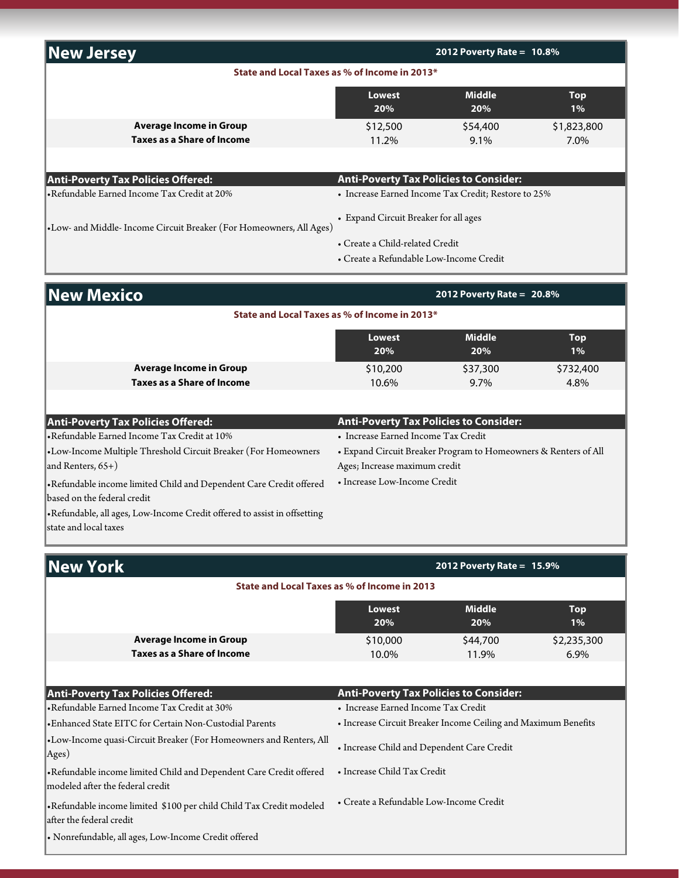## New Jersey

**2012 Poverty Rate = 10.8%**

**State and Local Taxes as % of Income in 2013***

| | Lowest 20% | Middle 20% | Top 1% |
|---|---|---|---|
| **Average Income in Group** | $12,500 | $54,400 | $1,823,800 |
| **Taxes as a Share of Income** | 11.2% | 9.1% | 7.0% |

| Anti-Poverty Tax Policies Offered: | Anti-Poverty Tax Policies to Consider: |
|---|---|
| •Refundable Earned Income Tax Credit at 20% | • Increase Earned Income Tax Credit; Restore to 25% |
| •Low- and Middle- Income Circuit Breaker (For Homeowners, All Ages) | • Expand Circuit Breaker for all ages |
| | • Create a Child-related Credit |
| | • Create a Refundable Low-Income Credit |

## New Mexico

**2012 Poverty Rate = 20.8%**

**State and Local Taxes as % of Income in 2013***

| | Lowest 20% | Middle 20% | Top 1% |
|---|---|---|---|
| **Average Income in Group** | $10,200 | $37,300 | $732,400 |
| **Taxes as a Share of Income** | 10.6% | 9.7% | 4.8% |

| Anti-Poverty Tax Policies Offered: | Anti-Poverty Tax Policies to Consider: |
|---|---|
| •Refundable Earned Income Tax Credit at 10% | • Increase Earned Income Tax Credit |
| •Low-Income Multiple Threshold Circuit Breaker (For Homeowners and Renters, 65+) | • Expand Circuit Breaker Program to Homeowners & Renters of All Ages; Increase maximum credit |
| •Refundable income limited Child and Dependent Care Credit offered based on the federal credit | • Increase Low-Income Credit |
| •Refundable, all ages, Low-Income Credit offered to assist in offsetting state and local taxes | |

## New York

**2012 Poverty Rate = 15.9%**

**State and Local Taxes as % of Income in 2013**

| | Lowest 20% | Middle 20% | Top 1% |
|---|---|---|---|
| **Average Income in Group** | $10,000 | $44,700 | $2,235,300 |
| **Taxes as a Share of Income** | 10.0% | 11.9% | 6.9% |

| Anti-Poverty Tax Policies Offered: | Anti-Poverty Tax Policies to Consider: |
|---|---|
| •Refundable Earned Income Tax Credit at 30% | • Increase Earned Income Tax Credit |
| •Enhanced State EITC for Certain Non-Custodial Parents | • Increase Circuit Breaker Income Ceiling and Maximum Benefits |
| •Low-Income quasi-Circuit Breaker (For Homeowners and Renters, All Ages) | • Increase Child and Dependent Care Credit |
| •Refundable income limited Child and Dependent Care Credit offered modeled after the federal credit | • Increase Child Tax Credit |
| •Refundable income limited $100 per child Child Tax Credit modeled after the federal credit | • Create a Refundable Low-Income Credit |
| • Nonrefundable, all ages, Low-Income Credit offered | |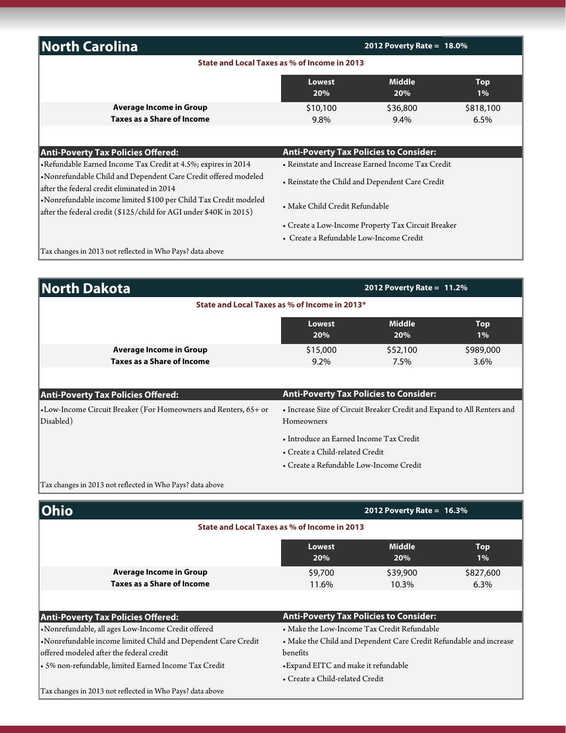## North Carolina

**2012 Poverty Rate = 18.0%**

**State and Local Taxes as % of Income in 2013**

| | Lowest 20% | Middle 20% | Top 1% |
|---|---|---|---|
| **Average Income in Group** | $10,100 | $36,800 | $818,100 |
| **Taxes as a Share of Income** | 9.8% | 9.4% | 6.5% |

| Anti-Poverty Tax Policies Offered: | Anti-Poverty Tax Policies to Consider: |
|---|---|
| •Refundable Earned Income Tax Credit at 4.5%; expires in 2014 | • Reinstate and Increase Earned Income Tax Credit |
| •Nonrefundable Child and Dependent Care Credit offered modeled after the federal credit eliminated in 2014 | • Reinstate the Child and Dependent Care Credit |
| •Nonrefundable income limited $100 per Child Tax Credit modeled after the federal credit ($125/child for AGI under $40K in 2015) | • Make Child Credit Refundable |
| | • Create a Low-Income Property Tax Circuit Breaker |
| | • Create a Refundable Low-Income Credit |

Tax changes in 2013 not reflected in Who Pays? data above

## North Dakota

**2012 Poverty Rate = 11.2%**

**State and Local Taxes as % of Income in 2013***

| | Lowest 20% | Middle 20% | Top 1% |
|---|---|---|---|
| **Average Income in Group** | $15,000 | $52,100 | $989,000 |
| **Taxes as a Share of Income** | 9.2% | 7.5% | 3.6% |

| Anti-Poverty Tax Policies Offered: | Anti-Poverty Tax Policies to Consider: |
|---|---|
| •Low-Income Circuit Breaker (For Homeowners and Renters, 65+ or Disabled) | • Increase Size of Circuit Breaker Credit and Expand to All Renters and Homeowners |
| | • Introduce an Earned Income Tax Credit |
| | • Create a Child-related Credit |
| | • Create a Refundable Low-Income Credit |

Tax changes in 2013 not reflected in Who Pays? data above

## Ohio

**2012 Poverty Rate = 16.3%**

**State and Local Taxes as % of Income in 2013**

| | Lowest 20% | Middle 20% | Top 1% |
|---|---|---|---|
| **Average Income in Group** | $9,700 | $39,900 | $827,600 |
| **Taxes as a Share of Income** | 11.6% | 10.3% | 6.3% |

| Anti-Poverty Tax Policies Offered: | Anti-Poverty Tax Policies to Consider: |
|---|---|
| •Nonrefundable, all ages Low-Income Credit offered | • Make the Low-Income Tax Credit Refundable |
| •Nonrefundable income limited Child and Dependent Care Credit offered modeled after the federal credit | • Make the Child and Dependent Care Credit Refundable and increase benefits |
| • 5% non-refundable, limited Earned Income Tax Credit | •Expand EITC and make it refundable |
| | • Create a Child-related Credit |

Tax changes in 2013 not reflected in Who Pays? data above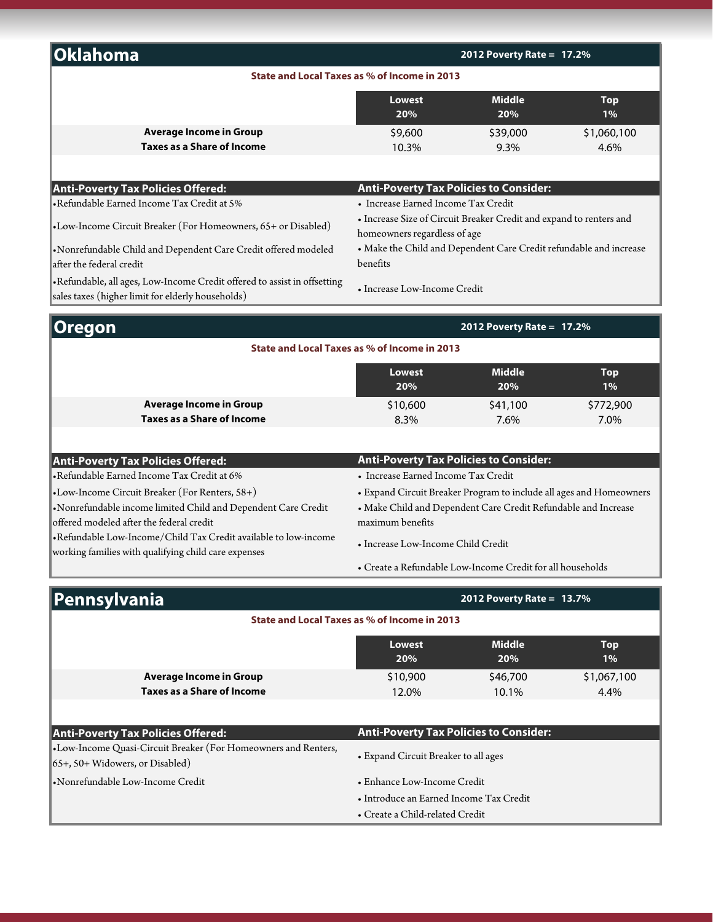## Oklahoma

**2012 Poverty Rate = 17.2%**

**State and Local Taxes as % of Income in 2013**

| | Lowest 20% | Middle 20% | Top 1% |
|---|---|---|---|
| **Average Income in Group** | $9,600 | $39,000 | $1,060,100 |
| **Taxes as a Share of Income** | 10.3% | 9.3% | 4.6% |

| Anti-Poverty Tax Policies Offered: | Anti-Poverty Tax Policies to Consider: |
|---|---|
| •Refundable Earned Income Tax Credit at 5% | • Increase Earned Income Tax Credit |
| •Low-Income Circuit Breaker (For Homeowners, 65+ or Disabled) | • Increase Size of Circuit Breaker Credit and expand to renters and homeowners regardless of age |
| •Nonrefundable Child and Dependent Care Credit offered modeled after the federal credit | • Make the Child and Dependent Care Credit refundable and increase benefits |
| •Refundable, all ages, Low-Income Credit offered to assist in offsetting sales taxes (higher limit for elderly households) | • Increase Low-Income Credit |

## Oregon

**2012 Poverty Rate = 17.2%**

**State and Local Taxes as % of Income in 2013**

| | Lowest 20% | Middle 20% | Top 1% |
|---|---|---|---|
| **Average Income in Group** | $10,600 | $41,100 | $772,900 |
| **Taxes as a Share of Income** | 8.3% | 7.6% | 7.0% |

| Anti-Poverty Tax Policies Offered: | Anti-Poverty Tax Policies to Consider: |
|---|---|
| •Refundable Earned Income Tax Credit at 6% | • Increase Earned Income Tax Credit |
| •Low-Income Circuit Breaker (For Renters, 58+) | • Expand Circuit Breaker Program to include all ages and Homeowners |
| •Nonrefundable income limited Child and Dependent Care Credit offered modeled after the federal credit | • Make Child and Dependent Care Credit Refundable and Increase maximum benefits |
| •Refundable Low-Income/Child Tax Credit available to low-income working families with qualifying child care expenses | • Increase Low-Income Child Credit |
| | • Create a Refundable Low-Income Credit for all households |

## Pennsylvania

**2012 Poverty Rate = 13.7%**

**State and Local Taxes as % of Income in 2013**

| | Lowest 20% | Middle 20% | Top 1% |
|---|---|---|---|
| **Average Income in Group** | $10,900 | $46,700 | $1,067,100 |
| **Taxes as a Share of Income** | 12.0% | 10.1% | 4.4% |

| Anti-Poverty Tax Policies Offered: | Anti-Poverty Tax Policies to Consider: |
|---|---|
| •Low-Income Quasi-Circuit Breaker (For Homeowners and Renters, 65+, 50+ Widowers, or Disabled) | • Expand Circuit Breaker to all ages |
| •Nonrefundable Low-Income Credit | • Enhance Low-Income Credit |
| | • Introduce an Earned Income Tax Credit |
| | • Create a Child-related Credit |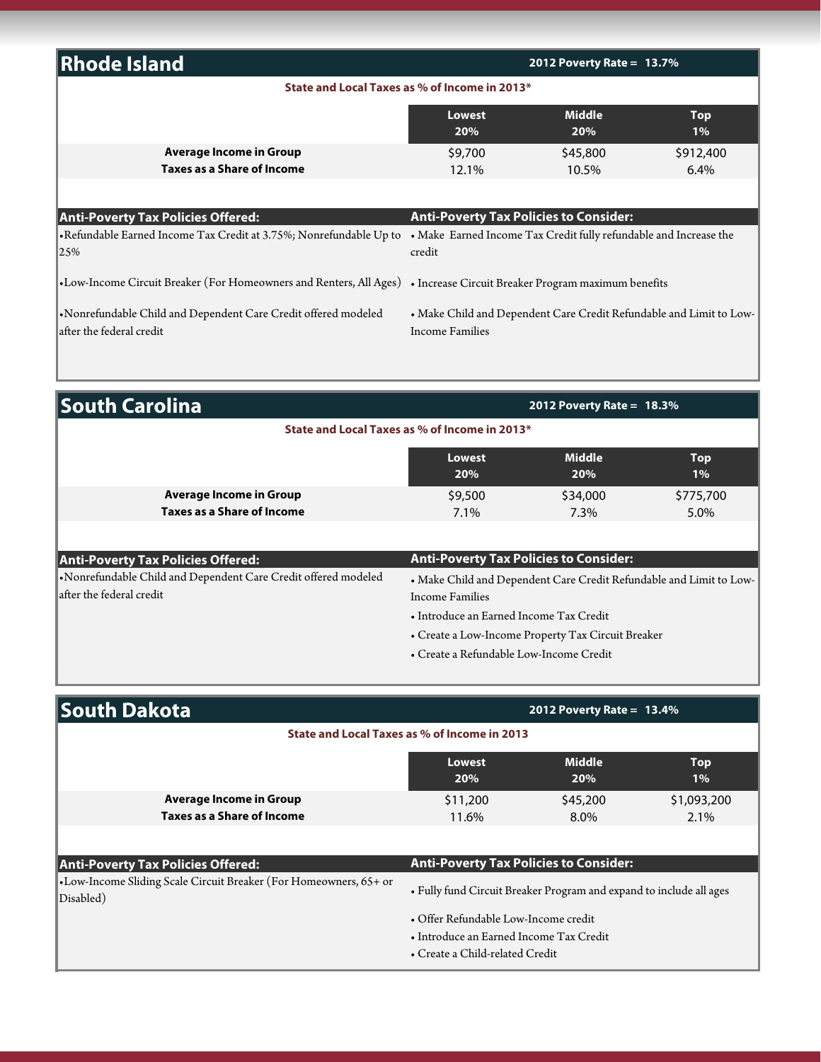## Rhode Island

**2012 Poverty Rate = 13.7%**

**State and Local Taxes as % of Income in 2013***

| | Lowest 20% | Middle 20% | Top 1% |
|---|---|---|---|
| **Average Income in Group** | $9,700 | $45,800 | $912,400 |
| **Taxes as a Share of Income** | 12.1% | 10.5% | 6.4% |

**Anti-Poverty Tax Policies Offered:**

- Refundable Earned Income Tax Credit at 3.75%; Nonrefundable Up to 25%
- Low-Income Circuit Breaker (For Homeowners and Renters, All Ages)
- Nonrefundable Child and Dependent Care Credit offered modeled after the federal credit

**Anti-Poverty Tax Policies to Consider:**

- Make Earned Income Tax Credit fully refundable and Increase the credit
- Increase Circuit Breaker Program maximum benefits
- Make Child and Dependent Care Credit Refundable and Limit to Low-Income Families

## South Carolina

**2012 Poverty Rate = 18.3%**

**State and Local Taxes as % of Income in 2013***

| | Lowest 20% | Middle 20% | Top 1% |
|---|---|---|---|
| **Average Income in Group** | $9,500 | $34,000 | $775,700 |
| **Taxes as a Share of Income** | 7.1% | 7.3% | 5.0% |

**Anti-Poverty Tax Policies Offered:**

- Nonrefundable Child and Dependent Care Credit offered modeled after the federal credit

**Anti-Poverty Tax Policies to Consider:**

- Make Child and Dependent Care Credit Refundable and Limit to Low-Income Families
- Introduce an Earned Income Tax Credit
- Create a Low-Income Property Tax Circuit Breaker
- Create a Refundable Low-Income Credit

## South Dakota

**2012 Poverty Rate = 13.4%**

**State and Local Taxes as % of Income in 2013**

| | Lowest 20% | Middle 20% | Top 1% |
|---|---|---|---|
| **Average Income in Group** | $11,200 | $45,200 | $1,093,200 |
| **Taxes as a Share of Income** | 11.6% | 8.0% | 2.1% |

**Anti-Poverty Tax Policies Offered:**

- Low-Income Sliding Scale Circuit Breaker (For Homeowners, 65+ or Disabled)

**Anti-Poverty Tax Policies to Consider:**

- Fully fund Circuit Breaker Program and expand to include all ages
- Offer Refundable Low-Income credit
- Introduce an Earned Income Tax Credit
- Create a Child-related Credit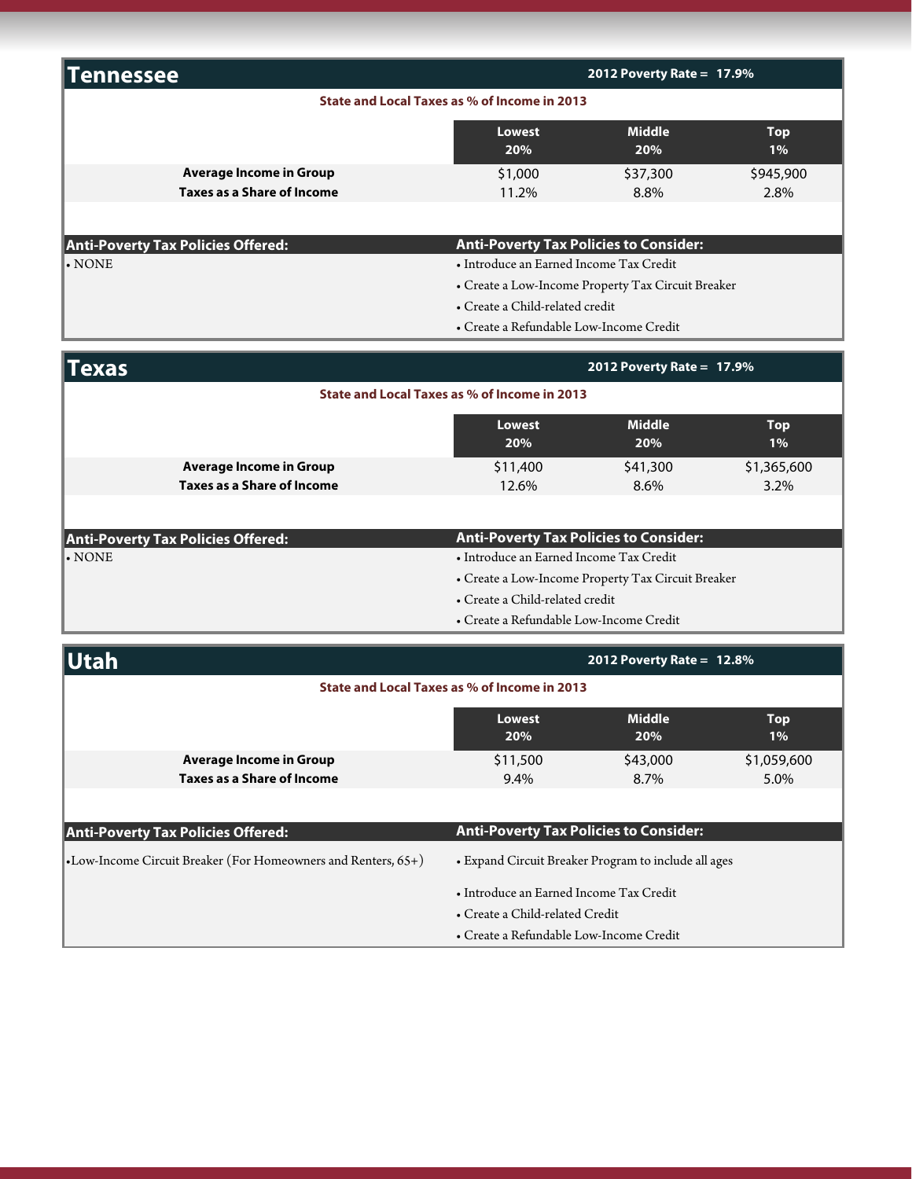## Tennessee

**2012 Poverty Rate = 17.9%**

**State and Local Taxes as % of Income in 2013**

| | Lowest 20% | Middle 20% | Top 1% |
|---|---|---|---|
| **Average Income in Group** | $1,000 | $37,300 | $945,900 |
| **Taxes as a Share of Income** | 11.2% | 8.8% | 2.8% |

| Anti-Poverty Tax Policies Offered: | Anti-Poverty Tax Policies to Consider: |
|---|---|
| • NONE | • Introduce an Earned Income Tax Credit |
| | • Create a Low-Income Property Tax Circuit Breaker |
| | • Create a Child-related credit |
| | • Create a Refundable Low-Income Credit |

## Texas

**2012 Poverty Rate = 17.9%**

**State and Local Taxes as % of Income in 2013**

| | Lowest 20% | Middle 20% | Top 1% |
|---|---|---|---|
| **Average Income in Group** | $11,400 | $41,300 | $1,365,600 |
| **Taxes as a Share of Income** | 12.6% | 8.6% | 3.2% |

| Anti-Poverty Tax Policies Offered: | Anti-Poverty Tax Policies to Consider: |
|---|---|
| • NONE | • Introduce an Earned Income Tax Credit |
| | • Create a Low-Income Property Tax Circuit Breaker |
| | • Create a Child-related credit |
| | • Create a Refundable Low-Income Credit |

## Utah

**2012 Poverty Rate = 12.8%**

**State and Local Taxes as % of Income in 2013**

| | Lowest 20% | Middle 20% | Top 1% |
|---|---|---|---|
| **Average Income in Group** | $11,500 | $43,000 | $1,059,600 |
| **Taxes as a Share of Income** | 9.4% | 8.7% | 5.0% |

| Anti-Poverty Tax Policies Offered: | Anti-Poverty Tax Policies to Consider: |
|---|---|
| • Low-Income Circuit Breaker (For Homeowners and Renters, 65+) | • Expand Circuit Breaker Program to include all ages |
| | • Introduce an Earned Income Tax Credit |
| | • Create a Child-related Credit |
| | • Create a Refundable Low-Income Credit |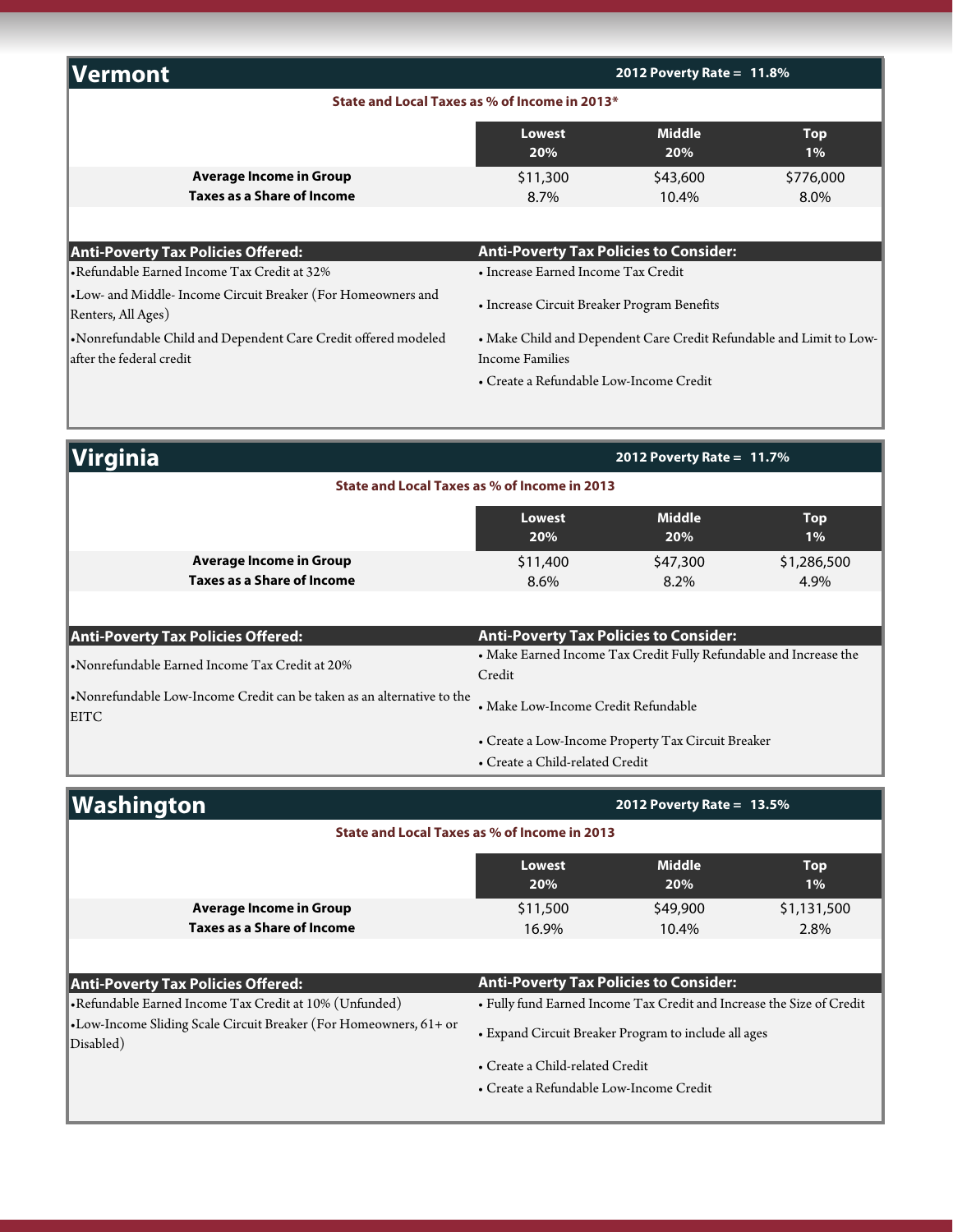## Vermont

**2012 Poverty Rate = 11.8%**

**State and Local Taxes as % of Income in 2013***

| | Lowest 20% | Middle 20% | Top 1% |
|---|---|---|---|
| **Average Income in Group** | $11,300 | $43,600 | $776,000 |
| **Taxes as a Share of Income** | 8.7% | 10.4% | 8.0% |

| Anti-Poverty Tax Policies Offered: | Anti-Poverty Tax Policies to Consider: |
|---|---|
| •Refundable Earned Income Tax Credit at 32% | • Increase Earned Income Tax Credit |
| •Low- and Middle- Income Circuit Breaker (For Homeowners and Renters, All Ages) | • Increase Circuit Breaker Program Benefits |
| •Nonrefundable Child and Dependent Care Credit offered modeled after the federal credit | • Make Child and Dependent Care Credit Refundable and Limit to Low-Income Families |
| | • Create a Refundable Low-Income Credit |

## Virginia

**2012 Poverty Rate = 11.7%**

**State and Local Taxes as % of Income in 2013**

| | Lowest 20% | Middle 20% | Top 1% |
|---|---|---|---|
| **Average Income in Group** | $11,400 | $47,300 | $1,286,500 |
| **Taxes as a Share of Income** | 8.6% | 8.2% | 4.9% |

| Anti-Poverty Tax Policies Offered: | Anti-Poverty Tax Policies to Consider: |
|---|---|
| •Nonrefundable Earned Income Tax Credit at 20% | • Make Earned Income Tax Credit Fully Refundable and Increase the Credit |
| •Nonrefundable Low-Income Credit can be taken as an alternative to the EITC | • Make Low-Income Credit Refundable |
| | • Create a Low-Income Property Tax Circuit Breaker |
| | • Create a Child-related Credit |

## Washington

**2012 Poverty Rate = 13.5%**

**State and Local Taxes as % of Income in 2013**

| | Lowest 20% | Middle 20% | Top 1% |
|---|---|---|---|
| **Average Income in Group** | $11,500 | $49,900 | $1,131,500 |
| **Taxes as a Share of Income** | 16.9% | 10.4% | 2.8% |

| Anti-Poverty Tax Policies Offered: | Anti-Poverty Tax Policies to Consider: |
|---|---|
| •Refundable Earned Income Tax Credit at 10% (Unfunded) | • Fully fund Earned Income Tax Credit and Increase the Size of Credit |
| •Low-Income Sliding Scale Circuit Breaker (For Homeowners, 61+ or Disabled) | • Expand Circuit Breaker Program to include all ages |
| | • Create a Child-related Credit |
| | • Create a Refundable Low-Income Credit |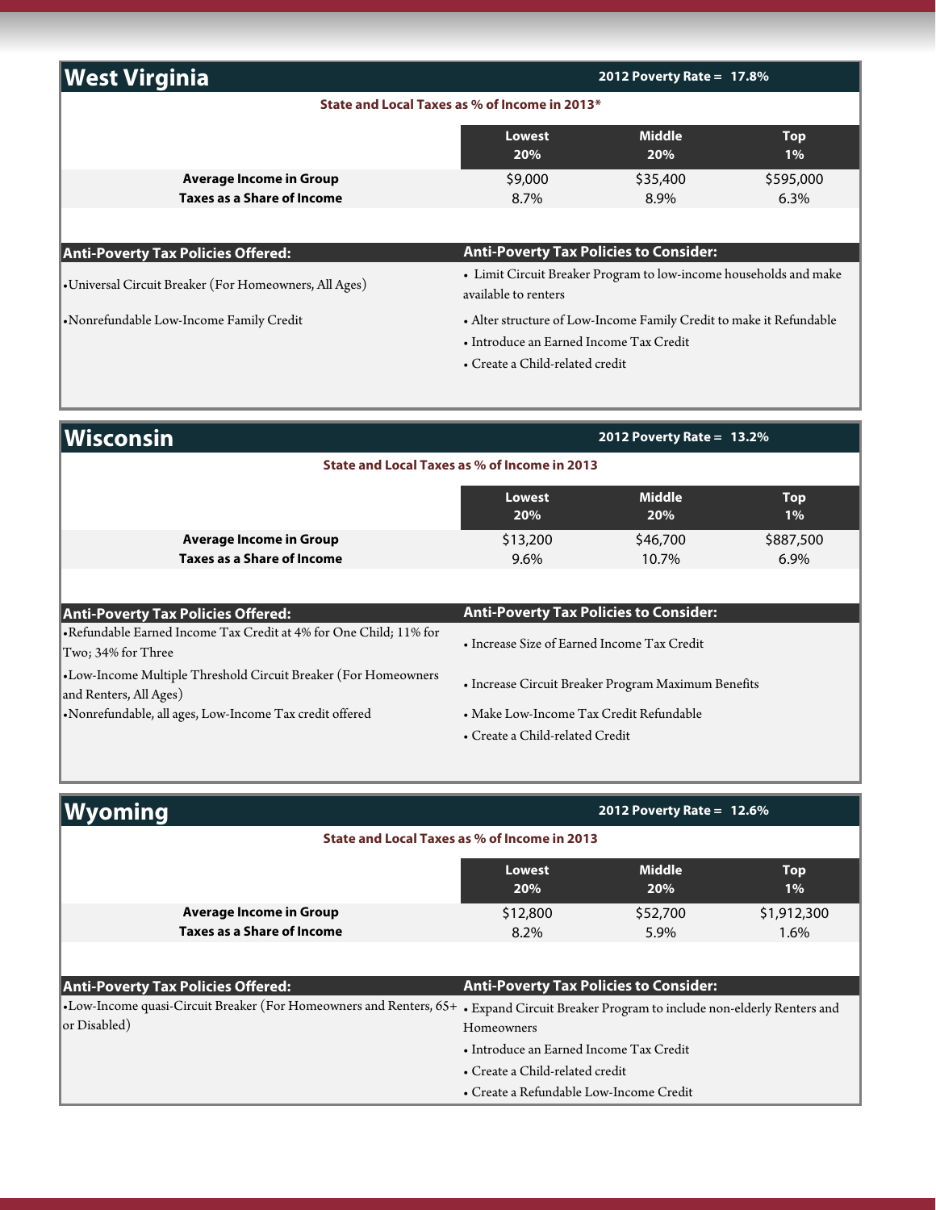## West Virginia

**2012 Poverty Rate = 17.8%**

**State and Local Taxes as % of Income in 2013***

| | Lowest 20% | Middle 20% | Top 1% |
|---|---|---|---|
| **Average Income in Group** | $9,000 | $35,400 | $595,000 |
| **Taxes as a Share of Income** | 8.7% | 8.9% | 6.3% |

| Anti-Poverty Tax Policies Offered: | Anti-Poverty Tax Policies to Consider: |
|---|---|
| •Universal Circuit Breaker (For Homeowners, All Ages) | • Limit Circuit Breaker Program to low-income households and make available to renters |
| •Nonrefundable Low-Income Family Credit | • Alter structure of Low-Income Family Credit to make it Refundable |
| | • Introduce an Earned Income Tax Credit |
| | • Create a Child-related credit |

## Wisconsin

**2012 Poverty Rate = 13.2%**

**State and Local Taxes as % of Income in 2013**

| | Lowest 20% | Middle 20% | Top 1% |
|---|---|---|---|
| **Average Income in Group** | $13,200 | $46,700 | $887,500 |
| **Taxes as a Share of Income** | 9.6% | 10.7% | 6.9% |

| Anti-Poverty Tax Policies Offered: | Anti-Poverty Tax Policies to Consider: |
|---|---|
| •Refundable Earned Income Tax Credit at 4% for One Child; 11% for Two; 34% for Three | • Increase Size of Earned Income Tax Credit |
| •Low-Income Multiple Threshold Circuit Breaker (For Homeowners and Renters, All Ages) | • Increase Circuit Breaker Program Maximum Benefits |
| •Nonrefundable, all ages, Low-Income Tax credit offered | • Make Low-Income Tax Credit Refundable |
| | • Create a Child-related Credit |

## Wyoming

**2012 Poverty Rate = 12.6%**

**State and Local Taxes as % of Income in 2013**

| | Lowest 20% | Middle 20% | Top 1% |
|---|---|---|---|
| **Average Income in Group** | $12,800 | $52,700 | $1,912,300 |
| **Taxes as a Share of Income** | 8.2% | 5.9% | 1.6% |

| Anti-Poverty Tax Policies Offered: | Anti-Poverty Tax Policies to Consider: |
|---|---|
| •Low-Income quasi-Circuit Breaker (For Homeowners and Renters, 65+ or Disabled) | • Expand Circuit Breaker Program to include non-elderly Renters and Homeowners |
| | • Introduce an Earned Income Tax Credit |
| | • Create a Child-related credit |
| | • Create a Refundable Low-Income Credit |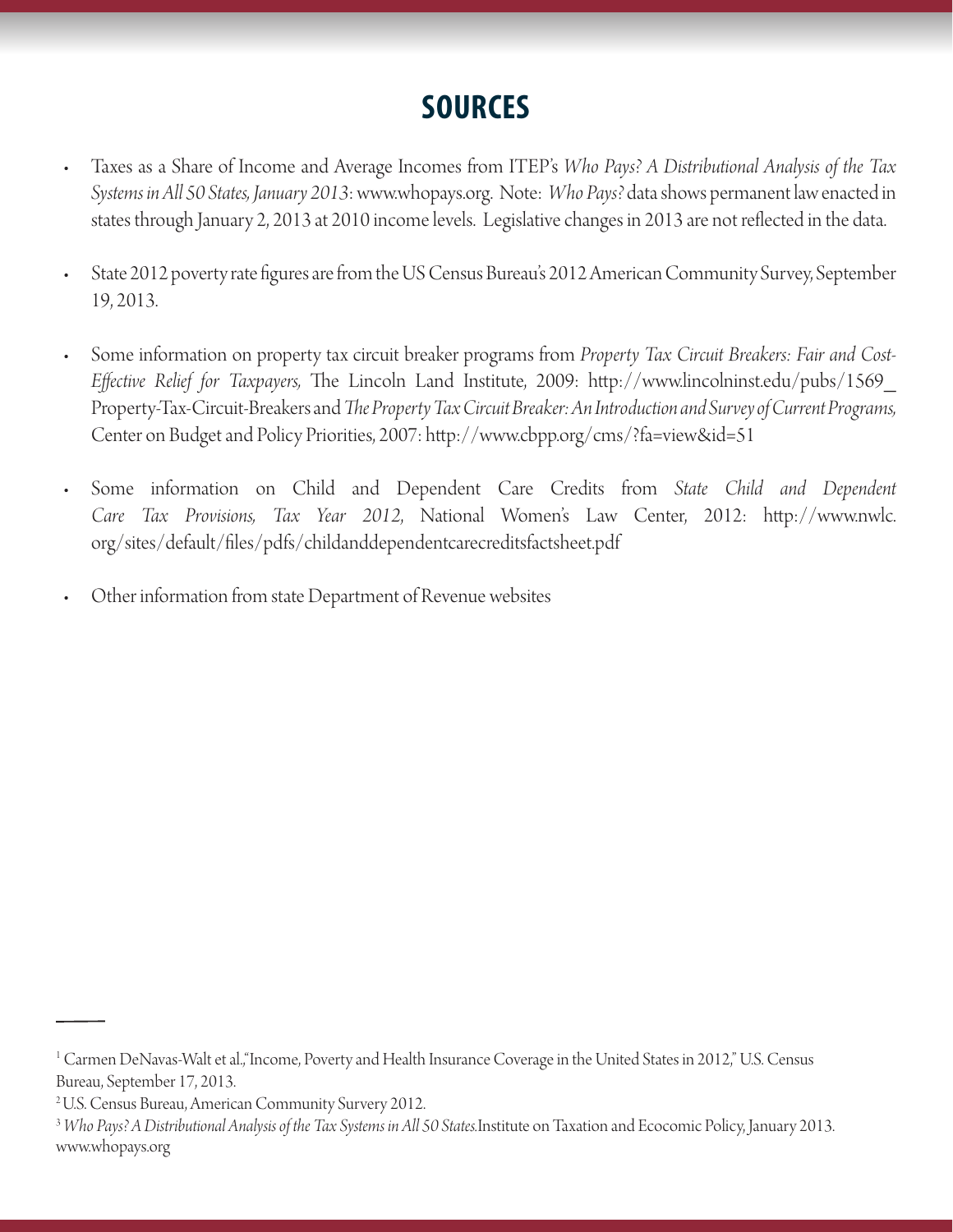# SOURCES

- Taxes as a Share of Income and Average Incomes from ITEP's *Who Pays? A Distributional Analysis of the Tax Systems in All 50 States, January 2013*: www.whopays.org. Note: *Who Pays?* data shows permanent law enacted in states through January 2, 2013 at 2010 income levels. Legislative changes in 2013 are not reflected in the data.
- State 2012 poverty rate figures are from the US Census Bureau's 2012 American Community Survey, September 19, 2013.
- Some information on property tax circuit breaker programs from *Property Tax Circuit Breakers: Fair and Cost-Effective Relief for Taxpayers,* The Lincoln Land Institute, 2009: http://www.lincolninst.edu/pubs/1569_Property-Tax-Circuit-Breakers and *The Property Tax Circuit Breaker: An Introduction and Survey of Current Programs,* Center on Budget and Policy Priorities, 2007: http://www.cbpp.org/cms/?fa=view&id=51
- Some information on Child and Dependent Care Credits from *State Child and Dependent Care Tax Provisions, Tax Year 2012,* National Women's Law Center, 2012: http://www.nwlc.org/sites/default/files/pdfs/childanddependentcarecreditsfactsheet.pdf
- Other information from state Department of Revenue websites

---

[1] Carmen DeNavas-Walt et al.,"Income, Poverty and Health Insurance Coverage in the United States in 2012," U.S. Census Bureau, September 17, 2013.

[2] U.S. Census Bureau, American Community Survery 2012.

[3] *Who Pays? A Distributional Analysis of the Tax Systems in All 50 States.* Institute on Taxation and Ecocomic Policy, January 2013. www.whopays.org